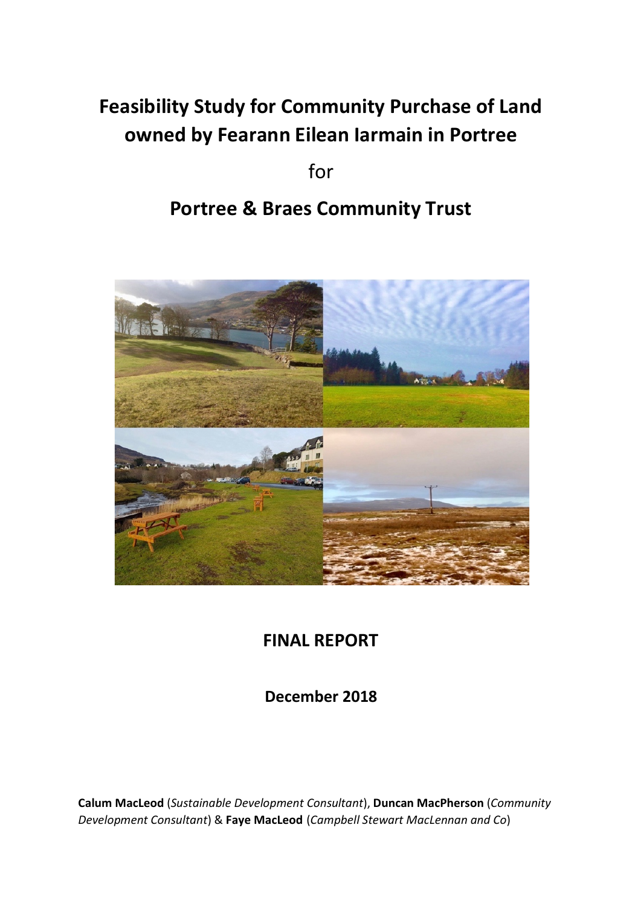# Feasibility Study for Community Purchase of Land owned by Fearann Eilean Iarmain in Portree

for

## Portree & Braes Community Trust

**FINAL REPORT**

**December 2018**

**Calum MacLeod** (*Sustainable Development Consultant*), **Duncan MacPherson** (*Community Development Consultant*) & **Faye MacLeod** (*Campbell Stewart MacLennan and Co*)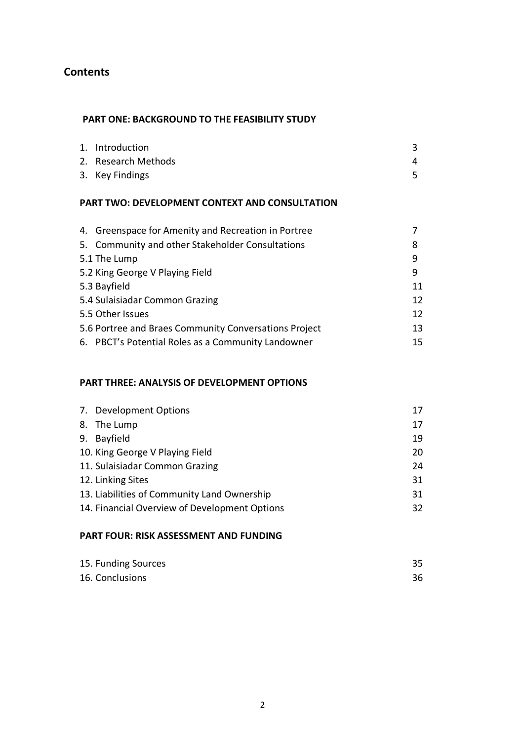## Contents

**PART ONE: BACKGROUND TO THE FEASIBILITY STUDY**

| | |
|---|---|
| 1. Introduction | 3 |
| 2. Research Methods | 4 |
| 3. Key Findings | 5 |

**PART TWO: DEVELOPMENT CONTEXT AND CONSULTATION**

| | |
|---|---|
| 4. Greenspace for Amenity and Recreation in Portree | 7 |
| 5. Community and other Stakeholder Consultations | 8 |
| 5.1 The Lump | 9 |
| 5.2 King George V Playing Field | 9 |
| 5.3 Bayfield | 11 |
| 5.4 Sulaisiadar Common Grazing | 12 |
| 5.5 Other Issues | 12 |
| 5.6 Portree and Braes Community Conversations Project | 13 |
| 6. PBCT's Potential Roles as a Community Landowner | 15 |

**PART THREE: ANALYSIS OF DEVELOPMENT OPTIONS**

| | |
|---|---|
| 7. Development Options | 17 |
| 8. The Lump | 17 |
| 9. Bayfield | 19 |
| 10. King George V Playing Field | 20 |
| 11. Sulaisiadar Common Grazing | 24 |
| 12. Linking Sites | 31 |
| 13. Liabilities of Community Land Ownership | 31 |
| 14. Financial Overview of Development Options | 32 |

**PART FOUR: RISK ASSESSMENT AND FUNDING**

| | |
|---|---|
| 15. Funding Sources | 35 |
| 16. Conclusions | 36 |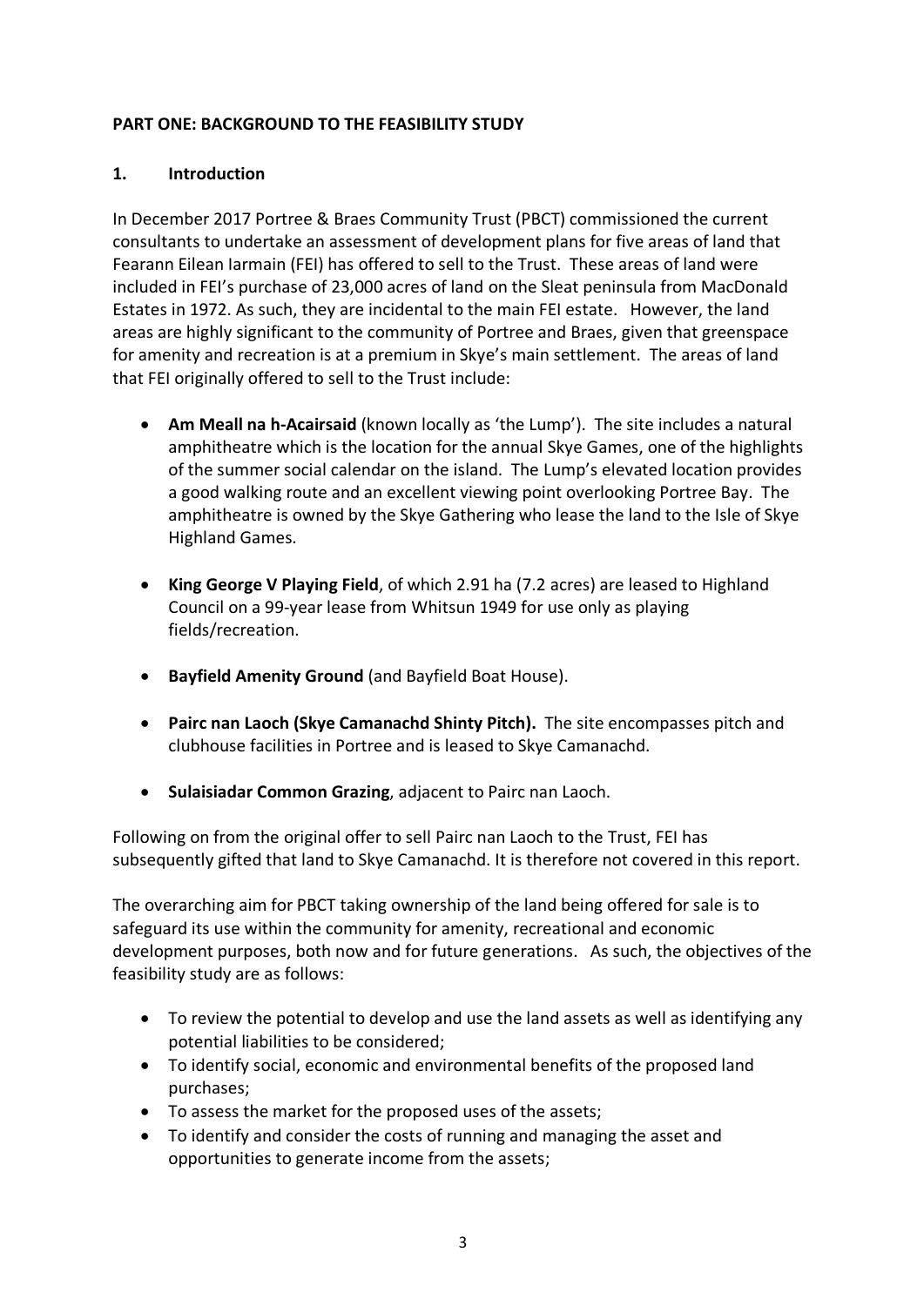**PART ONE: BACKGROUND TO THE FEASIBILITY STUDY**

## 1. Introduction

In December 2017 Portree & Braes Community Trust (PBCT) commissioned the current consultants to undertake an assessment of development plans for five areas of land that Fearann Eilean Iarmain (FEI) has offered to sell to the Trust. These areas of land were included in FEI's purchase of 23,000 acres of land on the Sleat peninsula from MacDonald Estates in 1972. As such, they are incidental to the main FEI estate. However, the land areas are highly significant to the community of Portree and Braes, given that greenspace for amenity and recreation is at a premium in Skye's main settlement. The areas of land that FEI originally offered to sell to the Trust include:

- **Am Meall na h-Acairsaid** (known locally as 'the Lump'). The site includes a natural amphitheatre which is the location for the annual Skye Games, one of the highlights of the summer social calendar on the island. The Lump's elevated location provides a good walking route and an excellent viewing point overlooking Portree Bay. The amphitheatre is owned by the Skye Gathering who lease the land to the Isle of Skye Highland Games.
- **King George V Playing Field**, of which 2.91 ha (7.2 acres) are leased to Highland Council on a 99-year lease from Whitsun 1949 for use only as playing fields/recreation.
- **Bayfield Amenity Ground** (and Bayfield Boat House).
- **Pairc nan Laoch (Skye Camanachd Shinty Pitch).** The site encompasses pitch and clubhouse facilities in Portree and is leased to Skye Camanachd.
- **Sulaisiadar Common Grazing**, adjacent to Pairc nan Laoch.

Following on from the original offer to sell Pairc nan Laoch to the Trust, FEI has subsequently gifted that land to Skye Camanachd. It is therefore not covered in this report.

The overarching aim for PBCT taking ownership of the land being offered for sale is to safeguard its use within the community for amenity, recreational and economic development purposes, both now and for future generations. As such, the objectives of the feasibility study are as follows:

- To review the potential to develop and use the land assets as well as identifying any potential liabilities to be considered;
- To identify social, economic and environmental benefits of the proposed land purchases;
- To assess the market for the proposed uses of the assets;
- To identify and consider the costs of running and managing the asset and opportunities to generate income from the assets;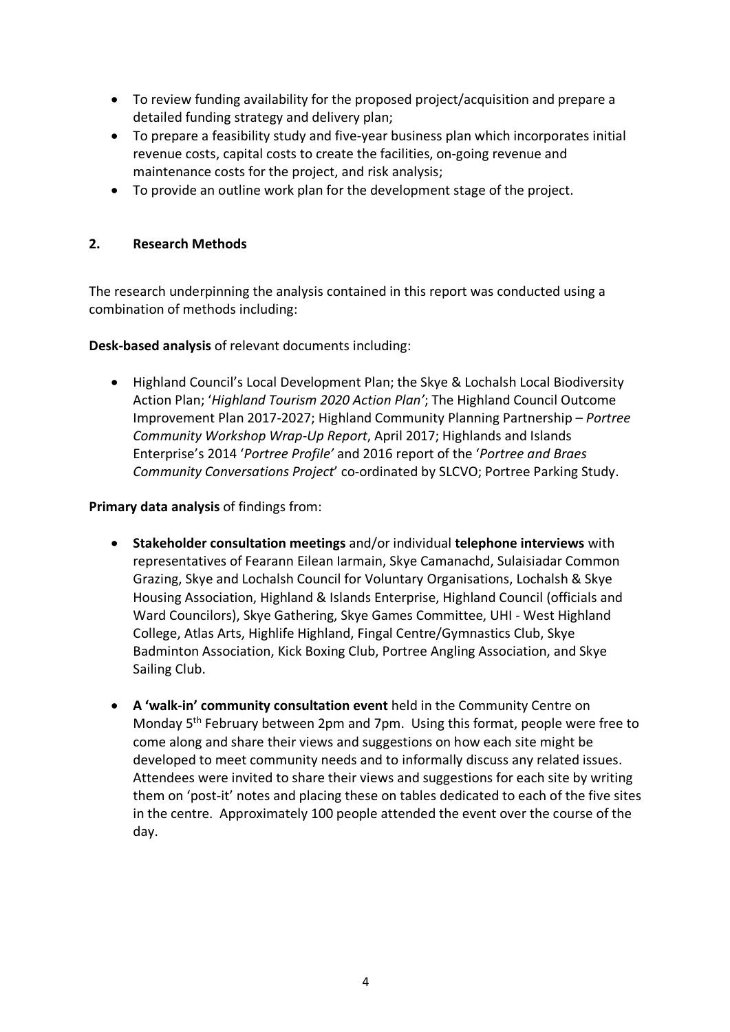- To review funding availability for the proposed project/acquisition and prepare a detailed funding strategy and delivery plan;
- To prepare a feasibility study and five-year business plan which incorporates initial revenue costs, capital costs to create the facilities, on-going revenue and maintenance costs for the project, and risk analysis;
- To provide an outline work plan for the development stage of the project.

## 2. Research Methods

The research underpinning the analysis contained in this report was conducted using a combination of methods including:

**Desk-based analysis** of relevant documents including:

- Highland Council's Local Development Plan; the Skye & Lochalsh Local Biodiversity Action Plan; '*Highland Tourism 2020 Action Plan'*; The Highland Council Outcome Improvement Plan 2017-2027; Highland Community Planning Partnership – *Portree Community Workshop Wrap-Up Report*, April 2017; Highlands and Islands Enterprise's 2014 '*Portree Profile'* and 2016 report of the '*Portree and Braes Community Conversations Project*' co-ordinated by SLCVO; Portree Parking Study.

**Primary data analysis** of findings from:

- **Stakeholder consultation meetings** and/or individual **telephone interviews** with representatives of Fearann Eilean Iarmain, Skye Camanachd, Sulaisiadar Common Grazing, Skye and Lochalsh Council for Voluntary Organisations, Lochalsh & Skye Housing Association, Highland & Islands Enterprise, Highland Council (officials and Ward Councilors), Skye Gathering, Skye Games Committee, UHI - West Highland College, Atlas Arts, Highlife Highland, Fingal Centre/Gymnastics Club, Skye Badminton Association, Kick Boxing Club, Portree Angling Association, and Skye Sailing Club.
- **A 'walk-in' community consultation event** held in the Community Centre on Monday 5th February between 2pm and 7pm. Using this format, people were free to come along and share their views and suggestions on how each site might be developed to meet community needs and to informally discuss any related issues. Attendees were invited to share their views and suggestions for each site by writing them on 'post-it' notes and placing these on tables dedicated to each of the five sites in the centre. Approximately 100 people attended the event over the course of the day.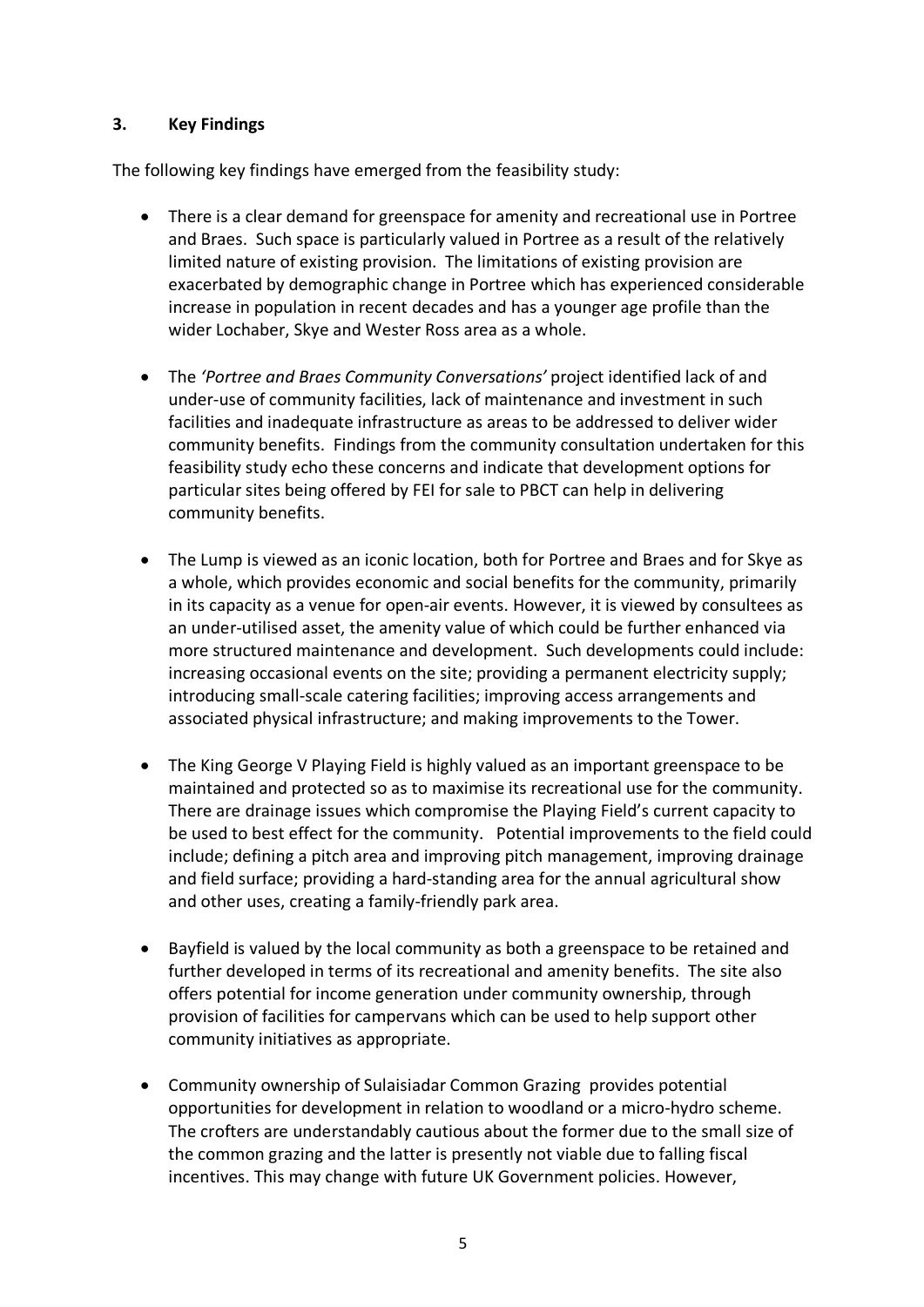## 3. Key Findings

The following key findings have emerged from the feasibility study:

- There is a clear demand for greenspace for amenity and recreational use in Portree and Braes. Such space is particularly valued in Portree as a result of the relatively limited nature of existing provision. The limitations of existing provision are exacerbated by demographic change in Portree which has experienced considerable increase in population in recent decades and has a younger age profile than the wider Lochaber, Skye and Wester Ross area as a whole.

- The *'Portree and Braes Community Conversations'* project identified lack of and under-use of community facilities, lack of maintenance and investment in such facilities and inadequate infrastructure as areas to be addressed to deliver wider community benefits. Findings from the community consultation undertaken for this feasibility study echo these concerns and indicate that development options for particular sites being offered by FEI for sale to PBCT can help in delivering community benefits.

- The Lump is viewed as an iconic location, both for Portree and Braes and for Skye as a whole, which provides economic and social benefits for the community, primarily in its capacity as a venue for open-air events. However, it is viewed by consultees as an under-utilised asset, the amenity value of which could be further enhanced via more structured maintenance and development. Such developments could include: increasing occasional events on the site; providing a permanent electricity supply; introducing small-scale catering facilities; improving access arrangements and associated physical infrastructure; and making improvements to the Tower.

- The King George V Playing Field is highly valued as an important greenspace to be maintained and protected so as to maximise its recreational use for the community. There are drainage issues which compromise the Playing Field's current capacity to be used to best effect for the community. Potential improvements to the field could include; defining a pitch area and improving pitch management, improving drainage and field surface; providing a hard-standing area for the annual agricultural show and other uses, creating a family-friendly park area.

- Bayfield is valued by the local community as both a greenspace to be retained and further developed in terms of its recreational and amenity benefits. The site also offers potential for income generation under community ownership, through provision of facilities for campervans which can be used to help support other community initiatives as appropriate.

- Community ownership of Sulaisiadar Common Grazing provides potential opportunities for development in relation to woodland or a micro-hydro scheme. The crofters are understandably cautious about the former due to the small size of the common grazing and the latter is presently not viable due to falling fiscal incentives. This may change with future UK Government policies. However,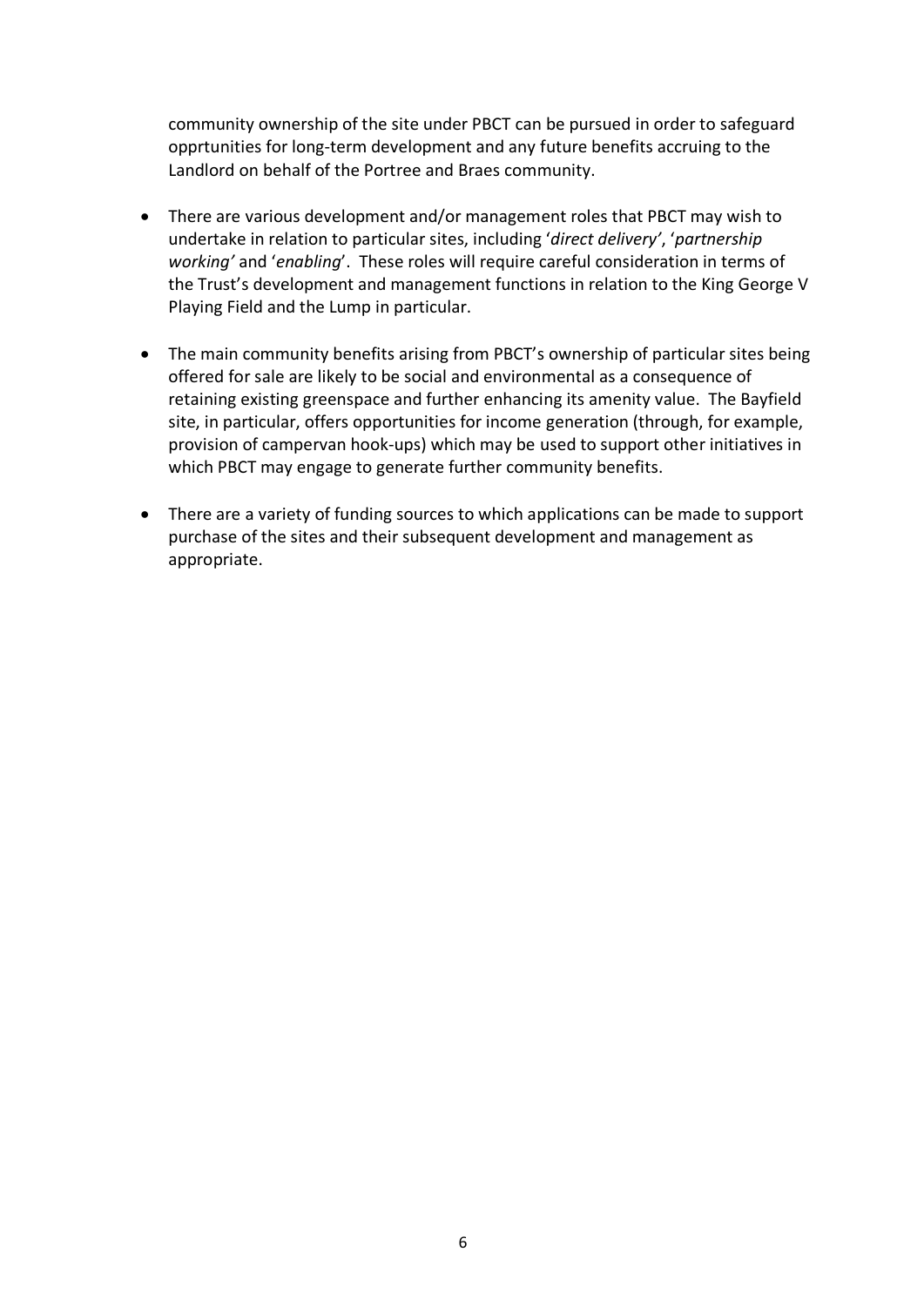community ownership of the site under PBCT can be pursued in order to safeguard opprtunities for long-term development and any future benefits accruing to the Landlord on behalf of the Portree and Braes community.

- There are various development and/or management roles that PBCT may wish to undertake in relation to particular sites, including '*direct delivery*', '*partnership working*' and '*enabling*'. These roles will require careful consideration in terms of the Trust's development and management functions in relation to the King George V Playing Field and the Lump in particular.

- The main community benefits arising from PBCT's ownership of particular sites being offered for sale are likely to be social and environmental as a consequence of retaining existing greenspace and further enhancing its amenity value. The Bayfield site, in particular, offers opportunities for income generation (through, for example, provision of campervan hook-ups) which may be used to support other initiatives in which PBCT may engage to generate further community benefits.

- There are a variety of funding sources to which applications can be made to support purchase of the sites and their subsequent development and management as appropriate.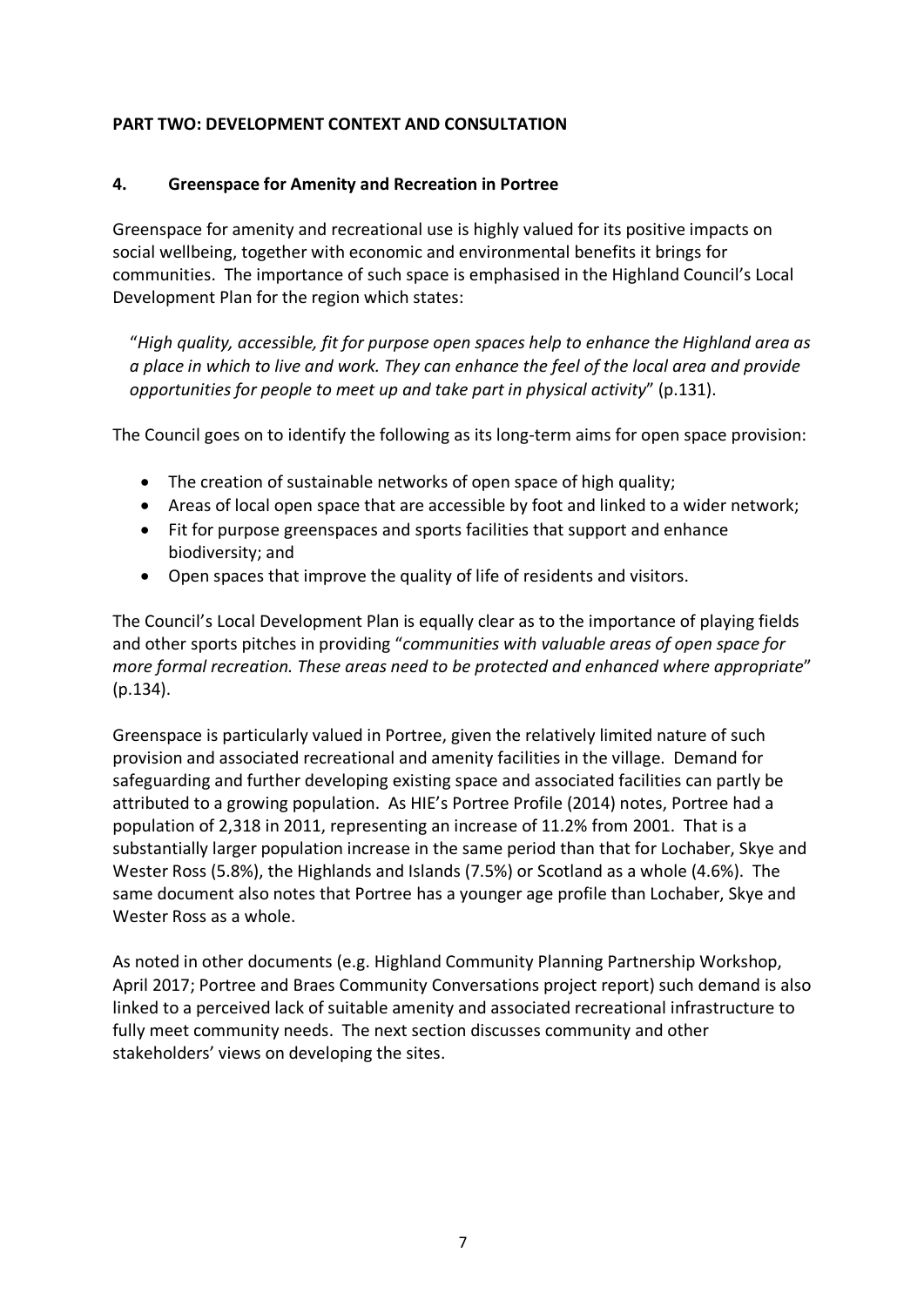## PART TWO: DEVELOPMENT CONTEXT AND CONSULTATION

### 4. Greenspace for Amenity and Recreation in Portree

Greenspace for amenity and recreational use is highly valued for its positive impacts on social wellbeing, together with economic and environmental benefits it brings for communities. The importance of such space is emphasised in the Highland Council's Local Development Plan for the region which states:

> "*High quality, accessible, fit for purpose open spaces help to enhance the Highland area as a place in which to live and work. They can enhance the feel of the local area and provide opportunities for people to meet up and take part in physical activity*" (p.131).

The Council goes on to identify the following as its long-term aims for open space provision:

- The creation of sustainable networks of open space of high quality;
- Areas of local open space that are accessible by foot and linked to a wider network;
- Fit for purpose greenspaces and sports facilities that support and enhance biodiversity; and
- Open spaces that improve the quality of life of residents and visitors.

The Council's Local Development Plan is equally clear as to the importance of playing fields and other sports pitches in providing "*communities with valuable areas of open space for more formal recreation. These areas need to be protected and enhanced where appropriate*" (p.134).

Greenspace is particularly valued in Portree, given the relatively limited nature of such provision and associated recreational and amenity facilities in the village. Demand for safeguarding and further developing existing space and associated facilities can partly be attributed to a growing population. As HIE's Portree Profile (2014) notes, Portree had a population of 2,318 in 2011, representing an increase of 11.2% from 2001. That is a substantially larger population increase in the same period than that for Lochaber, Skye and Wester Ross (5.8%), the Highlands and Islands (7.5%) or Scotland as a whole (4.6%). The same document also notes that Portree has a younger age profile than Lochaber, Skye and Wester Ross as a whole.

As noted in other documents (e.g. Highland Community Planning Partnership Workshop, April 2017; Portree and Braes Community Conversations project report) such demand is also linked to a perceived lack of suitable amenity and associated recreational infrastructure to fully meet community needs. The next section discusses community and other stakeholders' views on developing the sites.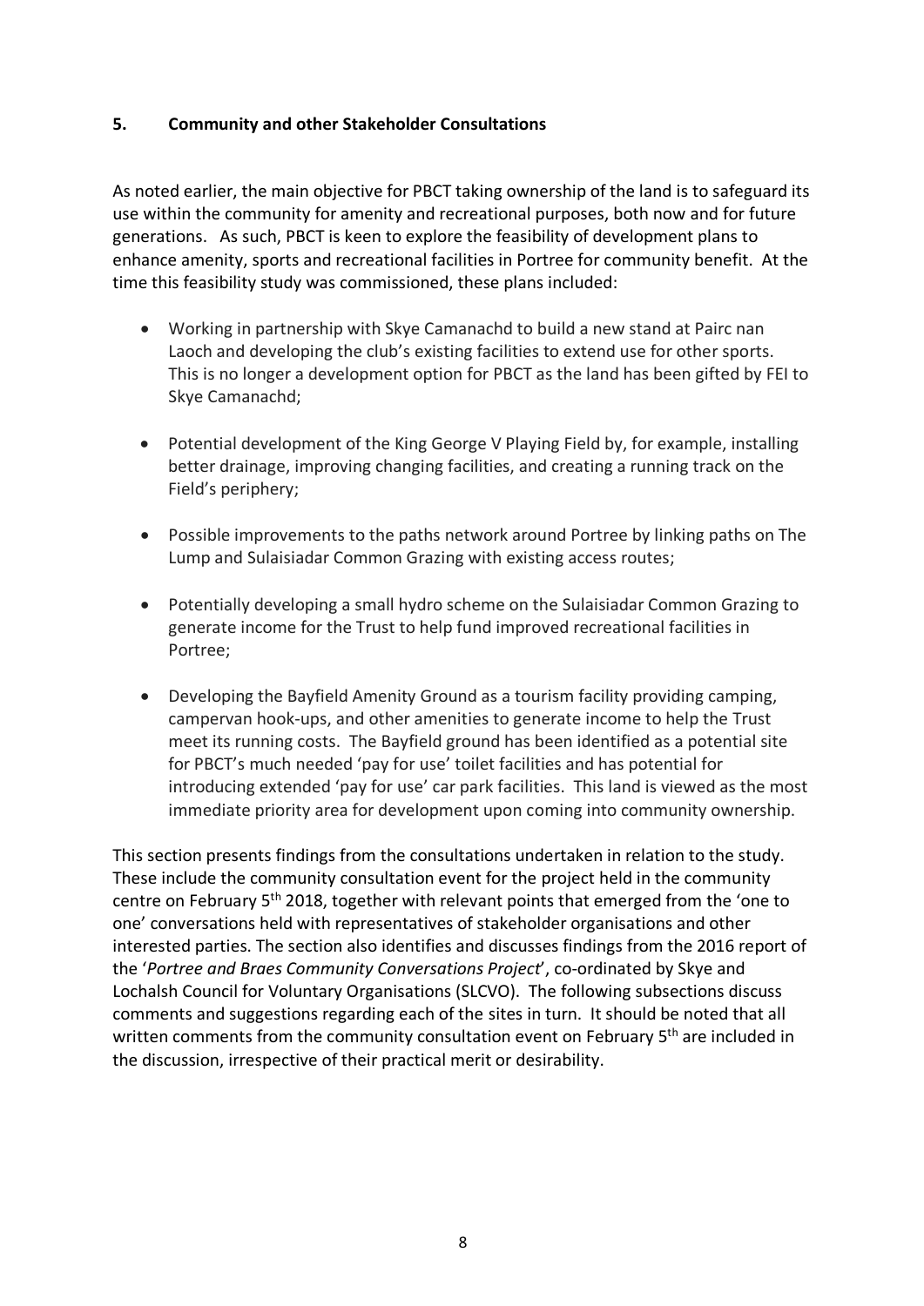## 5. Community and other Stakeholder Consultations

As noted earlier, the main objective for PBCT taking ownership of the land is to safeguard its use within the community for amenity and recreational purposes, both now and for future generations. As such, PBCT is keen to explore the feasibility of development plans to enhance amenity, sports and recreational facilities in Portree for community benefit. At the time this feasibility study was commissioned, these plans included:

- Working in partnership with Skye Camanachd to build a new stand at Pairc nan Laoch and developing the club's existing facilities to extend use for other sports. This is no longer a development option for PBCT as the land has been gifted by FEI to Skye Camanachd;
- Potential development of the King George V Playing Field by, for example, installing better drainage, improving changing facilities, and creating a running track on the Field's periphery;
- Possible improvements to the paths network around Portree by linking paths on The Lump and Sulaisiadar Common Grazing with existing access routes;
- Potentially developing a small hydro scheme on the Sulaisiadar Common Grazing to generate income for the Trust to help fund improved recreational facilities in Portree;
- Developing the Bayfield Amenity Ground as a tourism facility providing camping, campervan hook-ups, and other amenities to generate income to help the Trust meet its running costs. The Bayfield ground has been identified as a potential site for PBCT's much needed 'pay for use' toilet facilities and has potential for introducing extended 'pay for use' car park facilities. This land is viewed as the most immediate priority area for development upon coming into community ownership.

This section presents findings from the consultations undertaken in relation to the study. These include the community consultation event for the project held in the community centre on February 5th 2018, together with relevant points that emerged from the 'one to one' conversations held with representatives of stakeholder organisations and other interested parties. The section also identifies and discusses findings from the 2016 report of the '*Portree and Braes Community Conversations Project*', co-ordinated by Skye and Lochalsh Council for Voluntary Organisations (SLCVO). The following subsections discuss comments and suggestions regarding each of the sites in turn. It should be noted that all written comments from the community consultation event on February 5th are included in the discussion, irrespective of their practical merit or desirability.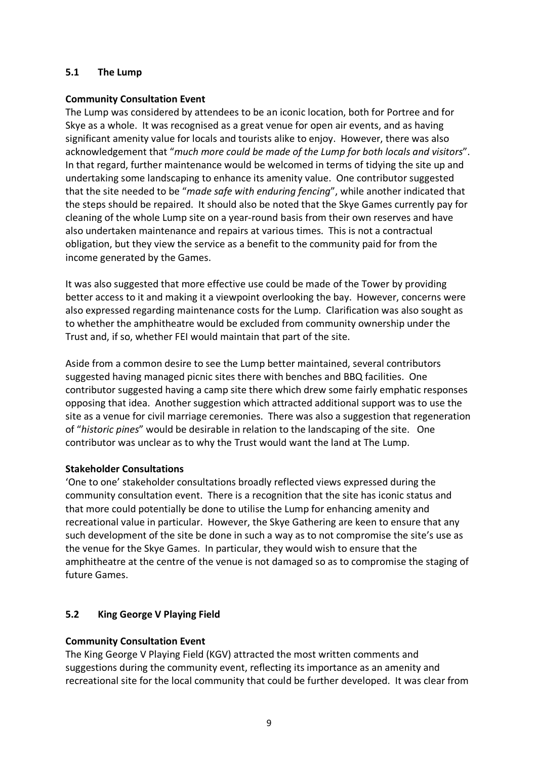## 5.1 The Lump

**Community Consultation Event**

The Lump was considered by attendees to be an iconic location, both for Portree and for Skye as a whole. It was recognised as a great venue for open air events, and as having significant amenity value for locals and tourists alike to enjoy. However, there was also acknowledgement that "*much more could be made of the Lump for both locals and visitors*". In that regard, further maintenance would be welcomed in terms of tidying the site up and undertaking some landscaping to enhance its amenity value. One contributor suggested that the site needed to be "*made safe with enduring fencing*", while another indicated that the steps should be repaired. It should also be noted that the Skye Games currently pay for cleaning of the whole Lump site on a year-round basis from their own reserves and have also undertaken maintenance and repairs at various times. This is not a contractual obligation, but they view the service as a benefit to the community paid for from the income generated by the Games.

It was also suggested that more effective use could be made of the Tower by providing better access to it and making it a viewpoint overlooking the bay. However, concerns were also expressed regarding maintenance costs for the Lump. Clarification was also sought as to whether the amphitheatre would be excluded from community ownership under the Trust and, if so, whether FEI would maintain that part of the site.

Aside from a common desire to see the Lump better maintained, several contributors suggested having managed picnic sites there with benches and BBQ facilities. One contributor suggested having a camp site there which drew some fairly emphatic responses opposing that idea. Another suggestion which attracted additional support was to use the site as a venue for civil marriage ceremonies. There was also a suggestion that regeneration of "*historic pines*" would be desirable in relation to the landscaping of the site. One contributor was unclear as to why the Trust would want the land at The Lump.

**Stakeholder Consultations**

'One to one' stakeholder consultations broadly reflected views expressed during the community consultation event. There is a recognition that the site has iconic status and that more could potentially be done to utilise the Lump for enhancing amenity and recreational value in particular. However, the Skye Gathering are keen to ensure that any such development of the site be done in such a way as to not compromise the site's use as the venue for the Skye Games. In particular, they would wish to ensure that the amphitheatre at the centre of the venue is not damaged so as to compromise the staging of future Games.

## 5.2 King George V Playing Field

**Community Consultation Event**

The King George V Playing Field (KGV) attracted the most written comments and suggestions during the community event, reflecting its importance as an amenity and recreational site for the local community that could be further developed. It was clear from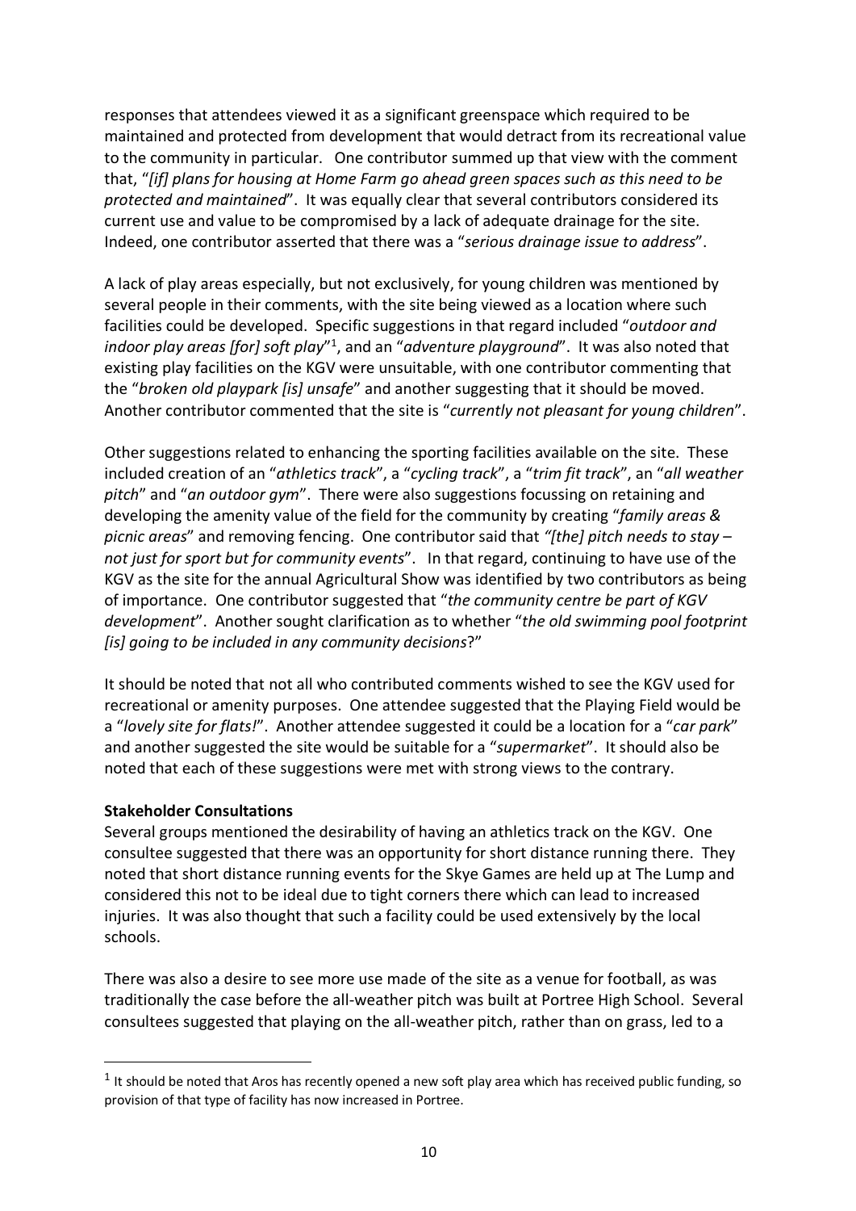responses that attendees viewed it as a significant greenspace which required to be maintained and protected from development that would detract from its recreational value to the community in particular. One contributor summed up that view with the comment that, "*[if] plans for housing at Home Farm go ahead green spaces such as this need to be protected and maintained*". It was equally clear that several contributors considered its current use and value to be compromised by a lack of adequate drainage for the site. Indeed, one contributor asserted that there was a "*serious drainage issue to address*".

A lack of play areas especially, but not exclusively, for young children was mentioned by several people in their comments, with the site being viewed as a location where such facilities could be developed. Specific suggestions in that regard included "*outdoor and indoor play areas [for] soft play*"[1], and an "*adventure playground*". It was also noted that existing play facilities on the KGV were unsuitable, with one contributor commenting that the "*broken old playpark [is] unsafe*" and another suggesting that it should be moved. Another contributor commented that the site is "*currently not pleasant for young children*".

Other suggestions related to enhancing the sporting facilities available on the site. These included creation of an "*athletics track*", a "*cycling track*", a "*trim fit track*", an "*all weather pitch*" and "*an outdoor gym*". There were also suggestions focussing on retaining and developing the amenity value of the field for the community by creating "*family areas & picnic areas*" and removing fencing. One contributor said that *"[the] pitch needs to stay – not just for sport but for community events*". In that regard, continuing to have use of the KGV as the site for the annual Agricultural Show was identified by two contributors as being of importance. One contributor suggested that "*the community centre be part of KGV development*". Another sought clarification as to whether "*the old swimming pool footprint [is] going to be included in any community decisions*?"

It should be noted that not all who contributed comments wished to see the KGV used for recreational or amenity purposes. One attendee suggested that the Playing Field would be a "*lovely site for flats!*". Another attendee suggested it could be a location for a "*car park*" and another suggested the site would be suitable for a "*supermarket*". It should also be noted that each of these suggestions were met with strong views to the contrary.

**Stakeholder Consultations**

Several groups mentioned the desirability of having an athletics track on the KGV. One consultee suggested that there was an opportunity for short distance running there. They noted that short distance running events for the Skye Games are held up at The Lump and considered this not to be ideal due to tight corners there which can lead to increased injuries. It was also thought that such a facility could be used extensively by the local schools.

There was also a desire to see more use made of the site as a venue for football, as was traditionally the case before the all-weather pitch was built at Portree High School. Several consultees suggested that playing on the all-weather pitch, rather than on grass, led to a

[1] It should be noted that Aros has recently opened a new soft play area which has received public funding, so provision of that type of facility has now increased in Portree.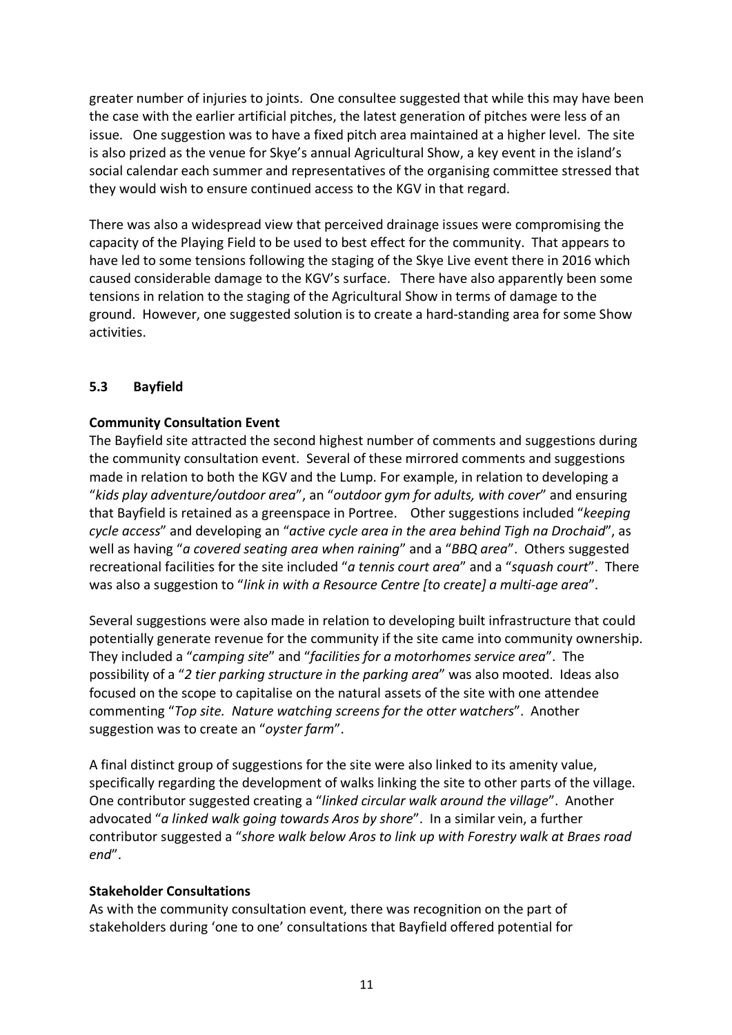greater number of injuries to joints. One consultee suggested that while this may have been the case with the earlier artificial pitches, the latest generation of pitches were less of an issue. One suggestion was to have a fixed pitch area maintained at a higher level. The site is also prized as the venue for Skye's annual Agricultural Show, a key event in the island's social calendar each summer and representatives of the organising committee stressed that they would wish to ensure continued access to the KGV in that regard.

There was also a widespread view that perceived drainage issues were compromising the capacity of the Playing Field to be used to best effect for the community. That appears to have led to some tensions following the staging of the Skye Live event there in 2016 which caused considerable damage to the KGV's surface. There have also apparently been some tensions in relation to the staging of the Agricultural Show in terms of damage to the ground. However, one suggested solution is to create a hard-standing area for some Show activities.

### 5.3 Bayfield

**Community Consultation Event**

The Bayfield site attracted the second highest number of comments and suggestions during the community consultation event. Several of these mirrored comments and suggestions made in relation to both the KGV and the Lump. For example, in relation to developing a "*kids play adventure/outdoor area*", an "*outdoor gym for adults, with cover*" and ensuring that Bayfield is retained as a greenspace in Portree. Other suggestions included "*keeping cycle access*" and developing an "*active cycle area in the area behind Tigh na Drochaid*", as well as having "*a covered seating area when raining*" and a "*BBQ area*". Others suggested recreational facilities for the site included "*a tennis court area*" and a "*squash court*". There was also a suggestion to "*link in with a Resource Centre [to create] a multi-age area*".

Several suggestions were also made in relation to developing built infrastructure that could potentially generate revenue for the community if the site came into community ownership. They included a "*camping site*" and "*facilities for a motorhomes service area*". The possibility of a "*2 tier parking structure in the parking area*" was also mooted. Ideas also focused on the scope to capitalise on the natural assets of the site with one attendee commenting "*Top site. Nature watching screens for the otter watchers*". Another suggestion was to create an "*oyster farm*".

A final distinct group of suggestions for the site were also linked to its amenity value, specifically regarding the development of walks linking the site to other parts of the village. One contributor suggested creating a "*linked circular walk around the village*". Another advocated "*a linked walk going towards Aros by shore*". In a similar vein, a further contributor suggested a "*shore walk below Aros to link up with Forestry walk at Braes road end*".

**Stakeholder Consultations**

As with the community consultation event, there was recognition on the part of stakeholders during 'one to one' consultations that Bayfield offered potential for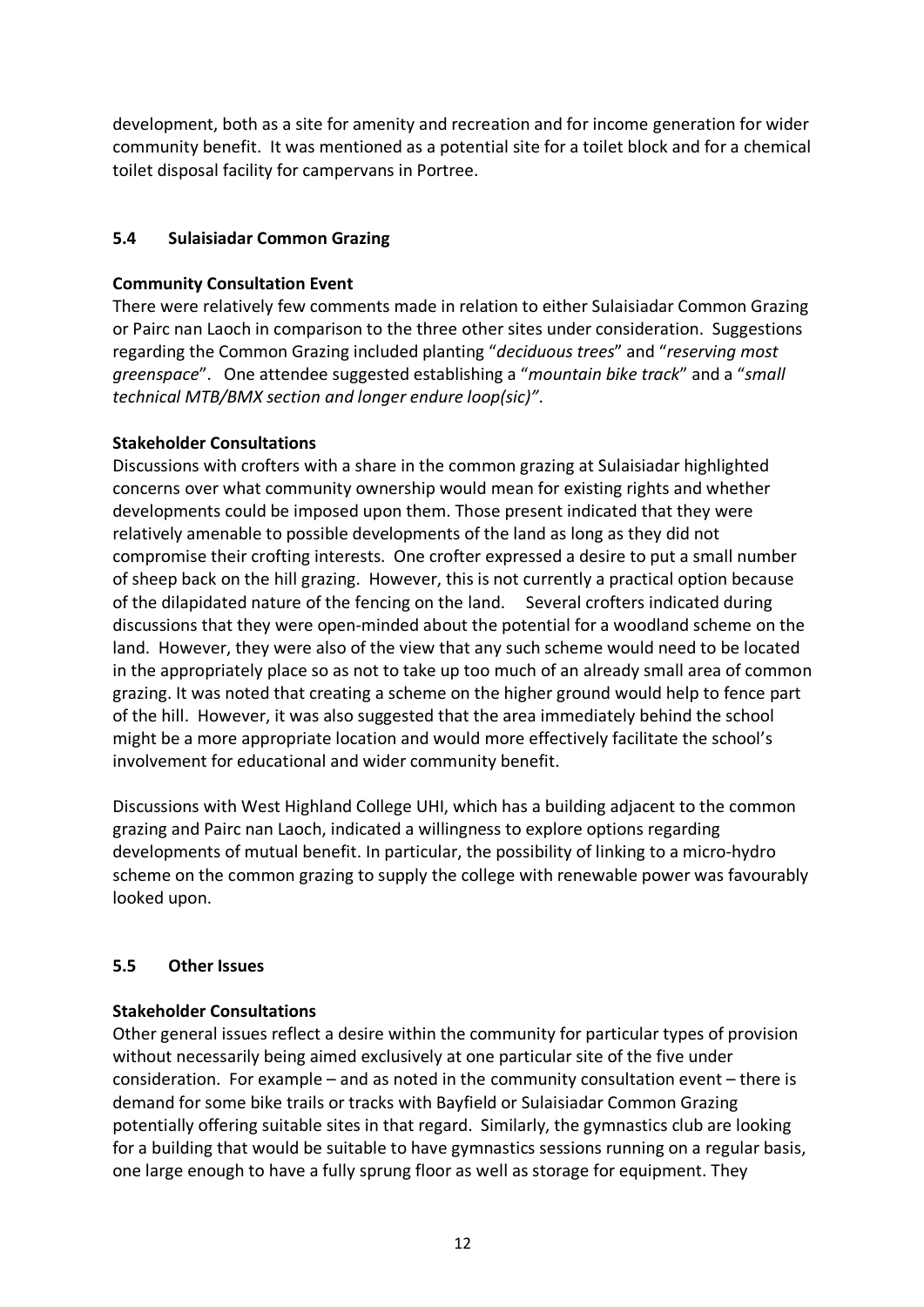development, both as a site for amenity and recreation and for income generation for wider community benefit. It was mentioned as a potential site for a toilet block and for a chemical toilet disposal facility for campervans in Portree.

## 5.4 Sulaisiadar Common Grazing

**Community Consultation Event**

There were relatively few comments made in relation to either Sulaisiadar Common Grazing or Pairc nan Laoch in comparison to the three other sites under consideration. Suggestions regarding the Common Grazing included planting "*deciduous trees*" and "*reserving most greenspace*". One attendee suggested establishing a "*mountain bike track*" and a "*small technical MTB/BMX section and longer endure loop(sic)"*.

**Stakeholder Consultations**

Discussions with crofters with a share in the common grazing at Sulaisiadar highlighted concerns over what community ownership would mean for existing rights and whether developments could be imposed upon them. Those present indicated that they were relatively amenable to possible developments of the land as long as they did not compromise their crofting interests. One crofter expressed a desire to put a small number of sheep back on the hill grazing. However, this is not currently a practical option because of the dilapidated nature of the fencing on the land. Several crofters indicated during discussions that they were open-minded about the potential for a woodland scheme on the land. However, they were also of the view that any such scheme would need to be located in the appropriately place so as not to take up too much of an already small area of common grazing. It was noted that creating a scheme on the higher ground would help to fence part of the hill. However, it was also suggested that the area immediately behind the school might be a more appropriate location and would more effectively facilitate the school's involvement for educational and wider community benefit.

Discussions with West Highland College UHI, which has a building adjacent to the common grazing and Pairc nan Laoch, indicated a willingness to explore options regarding developments of mutual benefit. In particular, the possibility of linking to a micro-hydro scheme on the common grazing to supply the college with renewable power was favourably looked upon.

## 5.5 Other Issues

**Stakeholder Consultations**

Other general issues reflect a desire within the community for particular types of provision without necessarily being aimed exclusively at one particular site of the five under consideration. For example – and as noted in the community consultation event – there is demand for some bike trails or tracks with Bayfield or Sulaisiadar Common Grazing potentially offering suitable sites in that regard. Similarly, the gymnastics club are looking for a building that would be suitable to have gymnastics sessions running on a regular basis, one large enough to have a fully sprung floor as well as storage for equipment. They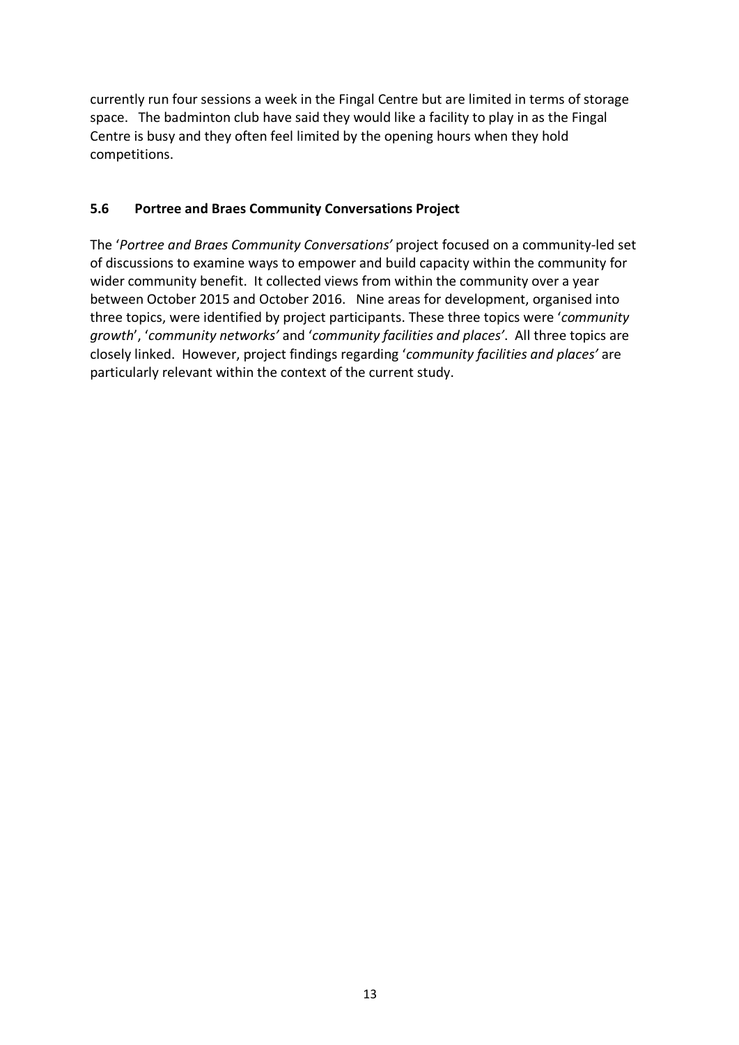currently run four sessions a week in the Fingal Centre but are limited in terms of storage space. The badminton club have said they would like a facility to play in as the Fingal Centre is busy and they often feel limited by the opening hours when they hold competitions.

### 5.6 Portree and Braes Community Conversations Project

The '*Portree and Braes Community Conversations*' project focused on a community-led set of discussions to examine ways to empower and build capacity within the community for wider community benefit. It collected views from within the community over a year between October 2015 and October 2016. Nine areas for development, organised into three topics, were identified by project participants. These three topics were '*community growth*', '*community networks*' and '*community facilities and places*'. All three topics are closely linked. However, project findings regarding '*community facilities and places*' are particularly relevant within the context of the current study.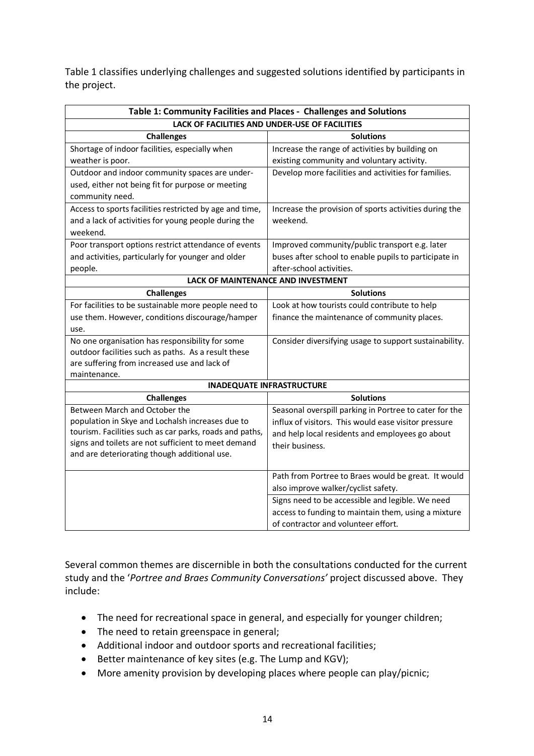Table 1 classifies underlying challenges and suggested solutions identified by participants in the project.

| Table 1: Community Facilities and Places - Challenges and Solutions | |
|---|---|
| **LACK OF FACILITIES AND UNDER-USE OF FACILITIES** | |
| **Challenges** | **Solutions** |
| Shortage of indoor facilities, especially when weather is poor. | Increase the range of activities by building on existing community and voluntary activity. |
| Outdoor and indoor community spaces are under-used, either not being fit for purpose or meeting community need. | Develop more facilities and activities for families. |
| Access to sports facilities restricted by age and time, and a lack of activities for young people during the weekend. | Increase the provision of sports activities during the weekend. |
| Poor transport options restrict attendance of events and activities, particularly for younger and older people. | Improved community/public transport e.g. later buses after school to enable pupils to participate in after-school activities. |
| **LACK OF MAINTENANCE AND INVESTMENT** | |
| **Challenges** | **Solutions** |
| For facilities to be sustainable more people need to use them. However, conditions discourage/hamper use. | Look at how tourists could contribute to help finance the maintenance of community places. |
| No one organisation has responsibility for some outdoor facilities such as paths. As a result these are suffering from increased use and lack of maintenance. | Consider diversifying usage to support sustainability. |
| **INADEQUATE INFRASTRUCTURE** | |
| **Challenges** | **Solutions** |
| Between March and October the population in Skye and Lochalsh increases due to tourism. Facilities such as car parks, roads and paths, signs and toilets are not sufficient to meet demand and are deteriorating though additional use. | Seasonal overspill parking in Portree to cater for the influx of visitors. This would ease visitor pressure and help local residents and employees go about their business. |
| | Path from Portree to Braes would be great. It would also improve walker/cyclist safety. |
| | Signs need to be accessible and legible. We need access to funding to maintain them, using a mixture of contractor and volunteer effort. |

Several common themes are discernible in both the consultations conducted for the current study and the '*Portree and Braes Community Conversations*' project discussed above. They include:

- The need for recreational space in general, and especially for younger children;
- The need to retain greenspace in general;
- Additional indoor and outdoor sports and recreational facilities;
- Better maintenance of key sites (e.g. The Lump and KGV);
- More amenity provision by developing places where people can play/picnic;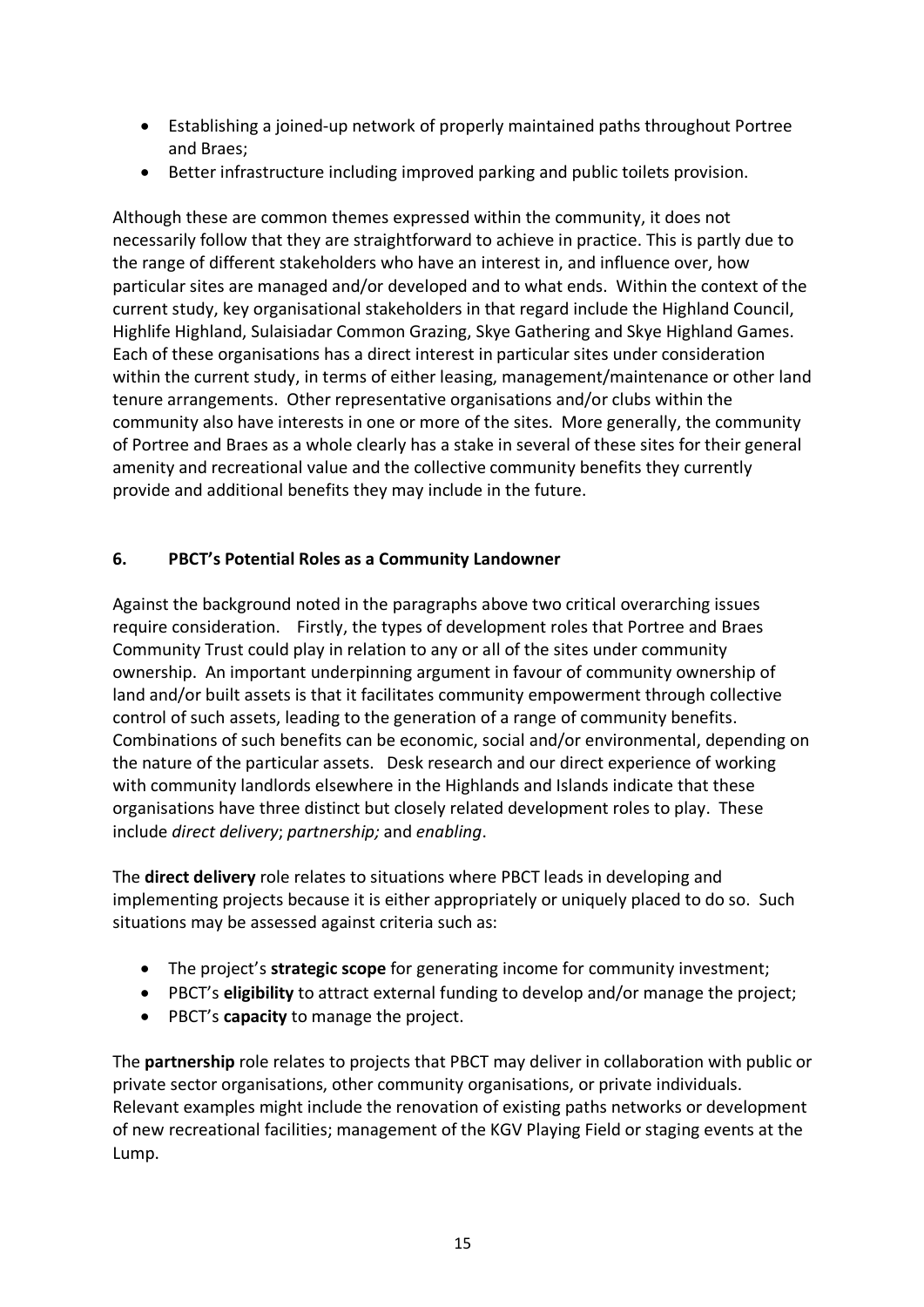- Establishing a joined-up network of properly maintained paths throughout Portree and Braes;
- Better infrastructure including improved parking and public toilets provision.

Although these are common themes expressed within the community, it does not necessarily follow that they are straightforward to achieve in practice. This is partly due to the range of different stakeholders who have an interest in, and influence over, how particular sites are managed and/or developed and to what ends. Within the context of the current study, key organisational stakeholders in that regard include the Highland Council, Highlife Highland, Sulaisiadar Common Grazing, Skye Gathering and Skye Highland Games. Each of these organisations has a direct interest in particular sites under consideration within the current study, in terms of either leasing, management/maintenance or other land tenure arrangements. Other representative organisations and/or clubs within the community also have interests in one or more of the sites. More generally, the community of Portree and Braes as a whole clearly has a stake in several of these sites for their general amenity and recreational value and the collective community benefits they currently provide and additional benefits they may include in the future.

## 6. PBCT's Potential Roles as a Community Landowner

Against the background noted in the paragraphs above two critical overarching issues require consideration. Firstly, the types of development roles that Portree and Braes Community Trust could play in relation to any or all of the sites under community ownership. An important underpinning argument in favour of community ownership of land and/or built assets is that it facilitates community empowerment through collective control of such assets, leading to the generation of a range of community benefits. Combinations of such benefits can be economic, social and/or environmental, depending on the nature of the particular assets. Desk research and our direct experience of working with community landlords elsewhere in the Highlands and Islands indicate that these organisations have three distinct but closely related development roles to play. These include *direct delivery*; *partnership;* and *enabling*.

The **direct delivery** role relates to situations where PBCT leads in developing and implementing projects because it is either appropriately or uniquely placed to do so. Such situations may be assessed against criteria such as:

- The project's **strategic scope** for generating income for community investment;
- PBCT's **eligibility** to attract external funding to develop and/or manage the project;
- PBCT's **capacity** to manage the project.

The **partnership** role relates to projects that PBCT may deliver in collaboration with public or private sector organisations, other community organisations, or private individuals. Relevant examples might include the renovation of existing paths networks or development of new recreational facilities; management of the KGV Playing Field or staging events at the Lump.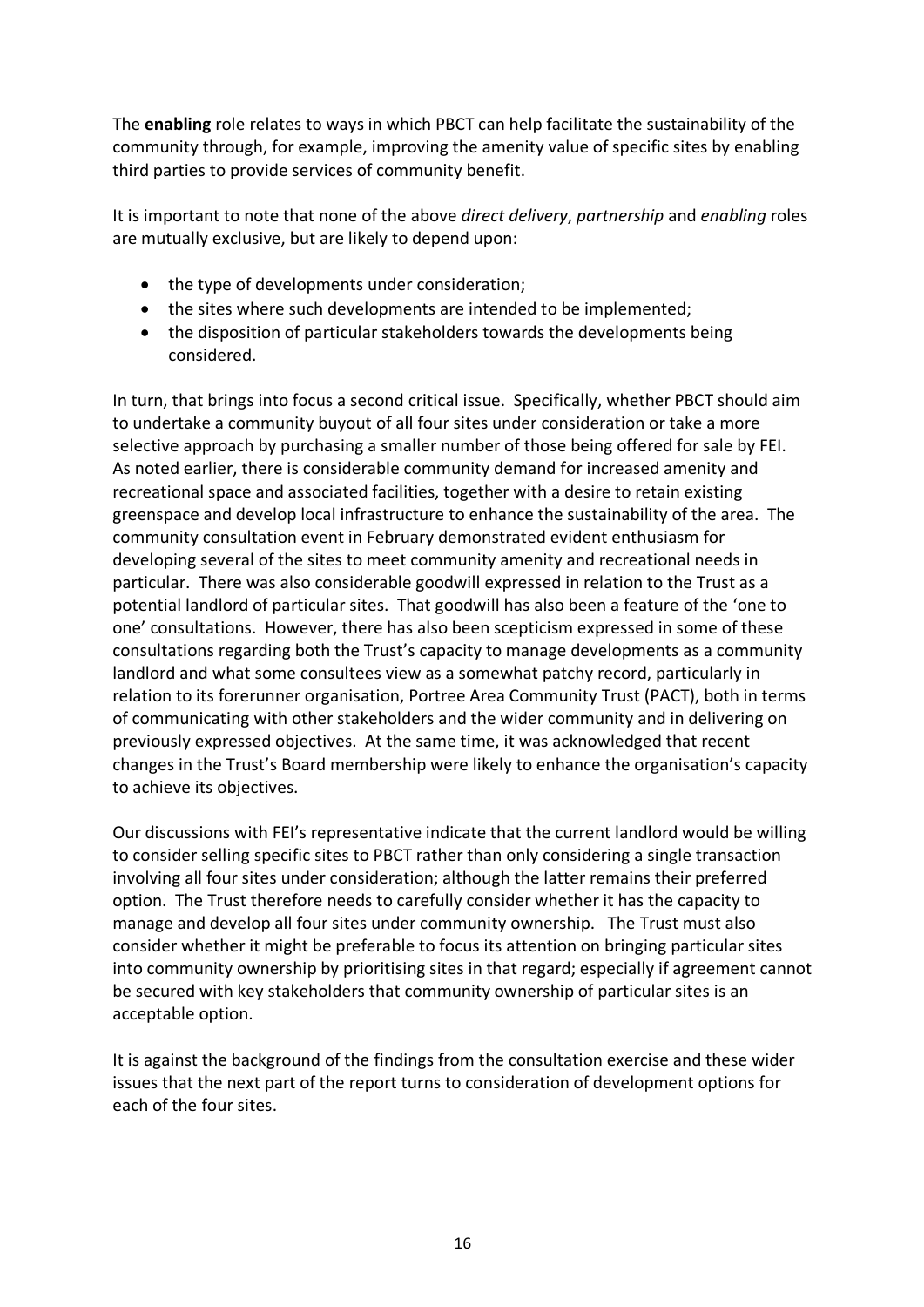The **enabling** role relates to ways in which PBCT can help facilitate the sustainability of the community through, for example, improving the amenity value of specific sites by enabling third parties to provide services of community benefit.

It is important to note that none of the above *direct delivery*, *partnership* and *enabling* roles are mutually exclusive, but are likely to depend upon:

- the type of developments under consideration;
- the sites where such developments are intended to be implemented;
- the disposition of particular stakeholders towards the developments being considered.

In turn, that brings into focus a second critical issue. Specifically, whether PBCT should aim to undertake a community buyout of all four sites under consideration or take a more selective approach by purchasing a smaller number of those being offered for sale by FEI. As noted earlier, there is considerable community demand for increased amenity and recreational space and associated facilities, together with a desire to retain existing greenspace and develop local infrastructure to enhance the sustainability of the area. The community consultation event in February demonstrated evident enthusiasm for developing several of the sites to meet community amenity and recreational needs in particular. There was also considerable goodwill expressed in relation to the Trust as a potential landlord of particular sites. That goodwill has also been a feature of the 'one to one' consultations. However, there has also been scepticism expressed in some of these consultations regarding both the Trust's capacity to manage developments as a community landlord and what some consultees view as a somewhat patchy record, particularly in relation to its forerunner organisation, Portree Area Community Trust (PACT), both in terms of communicating with other stakeholders and the wider community and in delivering on previously expressed objectives. At the same time, it was acknowledged that recent changes in the Trust's Board membership were likely to enhance the organisation's capacity to achieve its objectives.

Our discussions with FEI's representative indicate that the current landlord would be willing to consider selling specific sites to PBCT rather than only considering a single transaction involving all four sites under consideration; although the latter remains their preferred option. The Trust therefore needs to carefully consider whether it has the capacity to manage and develop all four sites under community ownership. The Trust must also consider whether it might be preferable to focus its attention on bringing particular sites into community ownership by prioritising sites in that regard; especially if agreement cannot be secured with key stakeholders that community ownership of particular sites is an acceptable option.

It is against the background of the findings from the consultation exercise and these wider issues that the next part of the report turns to consideration of development options for each of the four sites.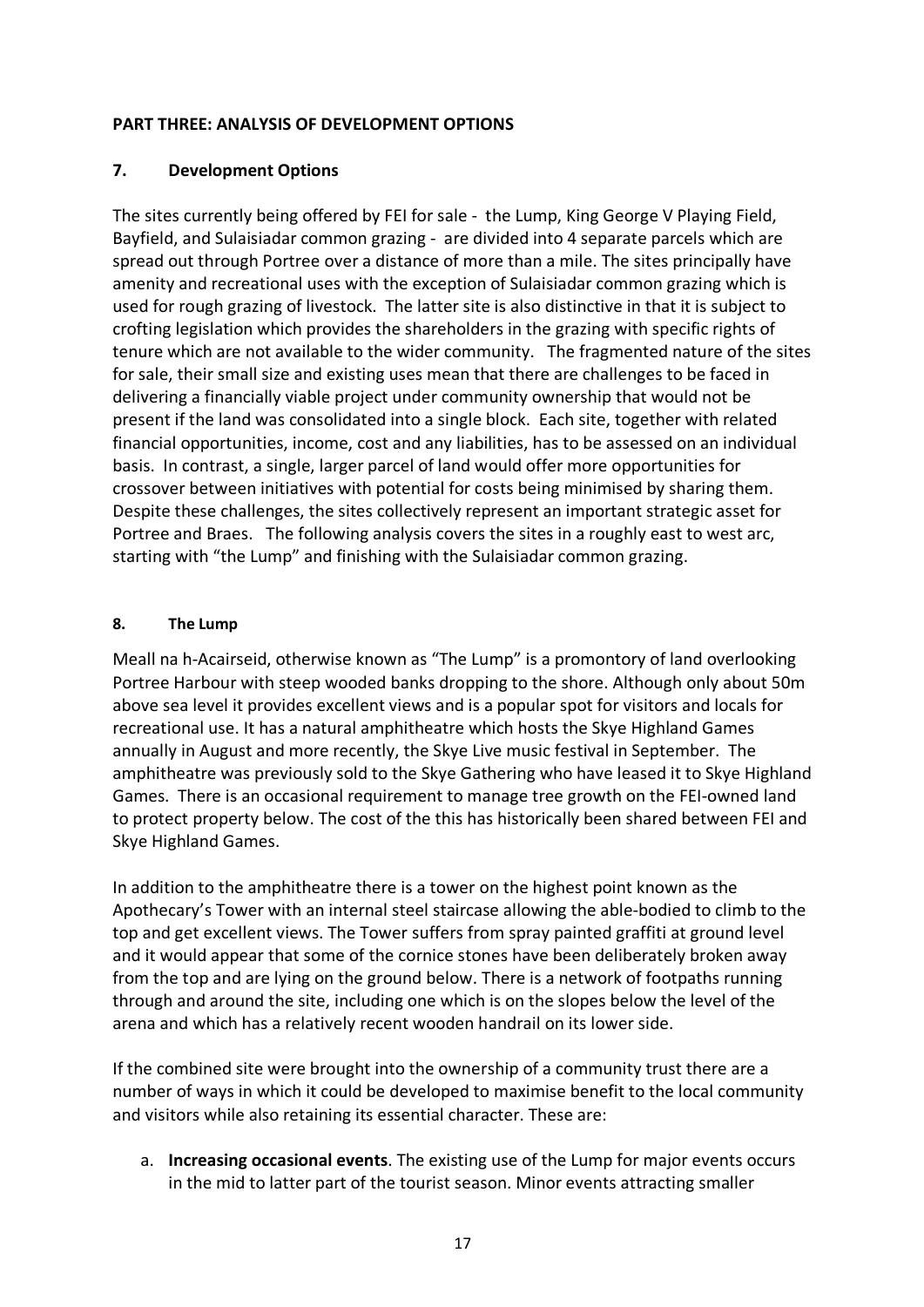**PART THREE: ANALYSIS OF DEVELOPMENT OPTIONS**

## 7. Development Options

The sites currently being offered by FEI for sale - the Lump, King George V Playing Field, Bayfield, and Sulaisiadar common grazing - are divided into 4 separate parcels which are spread out through Portree over a distance of more than a mile. The sites principally have amenity and recreational uses with the exception of Sulaisiadar common grazing which is used for rough grazing of livestock. The latter site is also distinctive in that it is subject to crofting legislation which provides the shareholders in the grazing with specific rights of tenure which are not available to the wider community. The fragmented nature of the sites for sale, their small size and existing uses mean that there are challenges to be faced in delivering a financially viable project under community ownership that would not be present if the land was consolidated into a single block. Each site, together with related financial opportunities, income, cost and any liabilities, has to be assessed on an individual basis. In contrast, a single, larger parcel of land would offer more opportunities for crossover between initiatives with potential for costs being minimised by sharing them. Despite these challenges, the sites collectively represent an important strategic asset for Portree and Braes. The following analysis covers the sites in a roughly east to west arc, starting with "the Lump" and finishing with the Sulaisiadar common grazing.

## 8. The Lump

Meall na h-Acairseid, otherwise known as "The Lump" is a promontory of land overlooking Portree Harbour with steep wooded banks dropping to the shore. Although only about 50m above sea level it provides excellent views and is a popular spot for visitors and locals for recreational use. It has a natural amphitheatre which hosts the Skye Highland Games annually in August and more recently, the Skye Live music festival in September. The amphitheatre was previously sold to the Skye Gathering who have leased it to Skye Highland Games. There is an occasional requirement to manage tree growth on the FEI-owned land to protect property below. The cost of the this has historically been shared between FEI and Skye Highland Games.

In addition to the amphitheatre there is a tower on the highest point known as the Apothecary's Tower with an internal steel staircase allowing the able-bodied to climb to the top and get excellent views. The Tower suffers from spray painted graffiti at ground level and it would appear that some of the cornice stones have been deliberately broken away from the top and are lying on the ground below. There is a network of footpaths running through and around the site, including one which is on the slopes below the level of the arena and which has a relatively recent wooden handrail on its lower side.

If the combined site were brought into the ownership of a community trust there are a number of ways in which it could be developed to maximise benefit to the local community and visitors while also retaining its essential character. These are:

a. **Increasing occasional events**. The existing use of the Lump for major events occurs in the mid to latter part of the tourist season. Minor events attracting smaller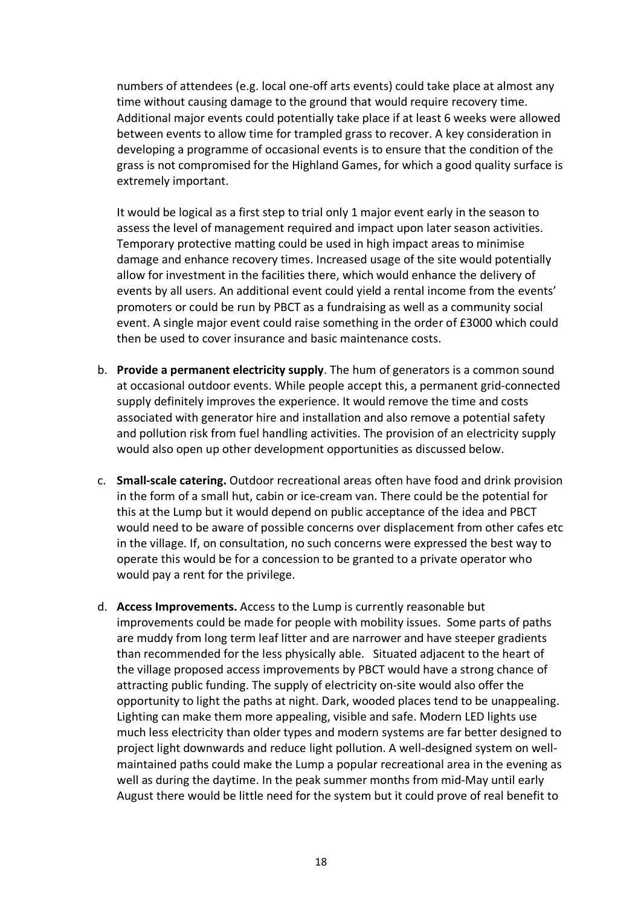numbers of attendees (e.g. local one-off arts events) could take place at almost any time without causing damage to the ground that would require recovery time. Additional major events could potentially take place if at least 6 weeks were allowed between events to allow time for trampled grass to recover. A key consideration in developing a programme of occasional events is to ensure that the condition of the grass is not compromised for the Highland Games, for which a good quality surface is extremely important.

It would be logical as a first step to trial only 1 major event early in the season to assess the level of management required and impact upon later season activities. Temporary protective matting could be used in high impact areas to minimise damage and enhance recovery times. Increased usage of the site would potentially allow for investment in the facilities there, which would enhance the delivery of events by all users. An additional event could yield a rental income from the events' promoters or could be run by PBCT as a fundraising as well as a community social event. A single major event could raise something in the order of £3000 which could then be used to cover insurance and basic maintenance costs.

b. **Provide a permanent electricity supply**. The hum of generators is a common sound at occasional outdoor events. While people accept this, a permanent grid-connected supply definitely improves the experience. It would remove the time and costs associated with generator hire and installation and also remove a potential safety and pollution risk from fuel handling activities. The provision of an electricity supply would also open up other development opportunities as discussed below.

c. **Small-scale catering.** Outdoor recreational areas often have food and drink provision in the form of a small hut, cabin or ice-cream van. There could be the potential for this at the Lump but it would depend on public acceptance of the idea and PBCT would need to be aware of possible concerns over displacement from other cafes etc in the village. If, on consultation, no such concerns were expressed the best way to operate this would be for a concession to be granted to a private operator who would pay a rent for the privilege.

d. **Access Improvements.** Access to the Lump is currently reasonable but improvements could be made for people with mobility issues. Some parts of paths are muddy from long term leaf litter and are narrower and have steeper gradients than recommended for the less physically able. Situated adjacent to the heart of the village proposed access improvements by PBCT would have a strong chance of attracting public funding. The supply of electricity on-site would also offer the opportunity to light the paths at night. Dark, wooded places tend to be unappealing. Lighting can make them more appealing, visible and safe. Modern LED lights use much less electricity than older types and modern systems are far better designed to project light downwards and reduce light pollution. A well-designed system on well-maintained paths could make the Lump a popular recreational area in the evening as well as during the daytime. In the peak summer months from mid-May until early August there would be little need for the system but it could prove of real benefit to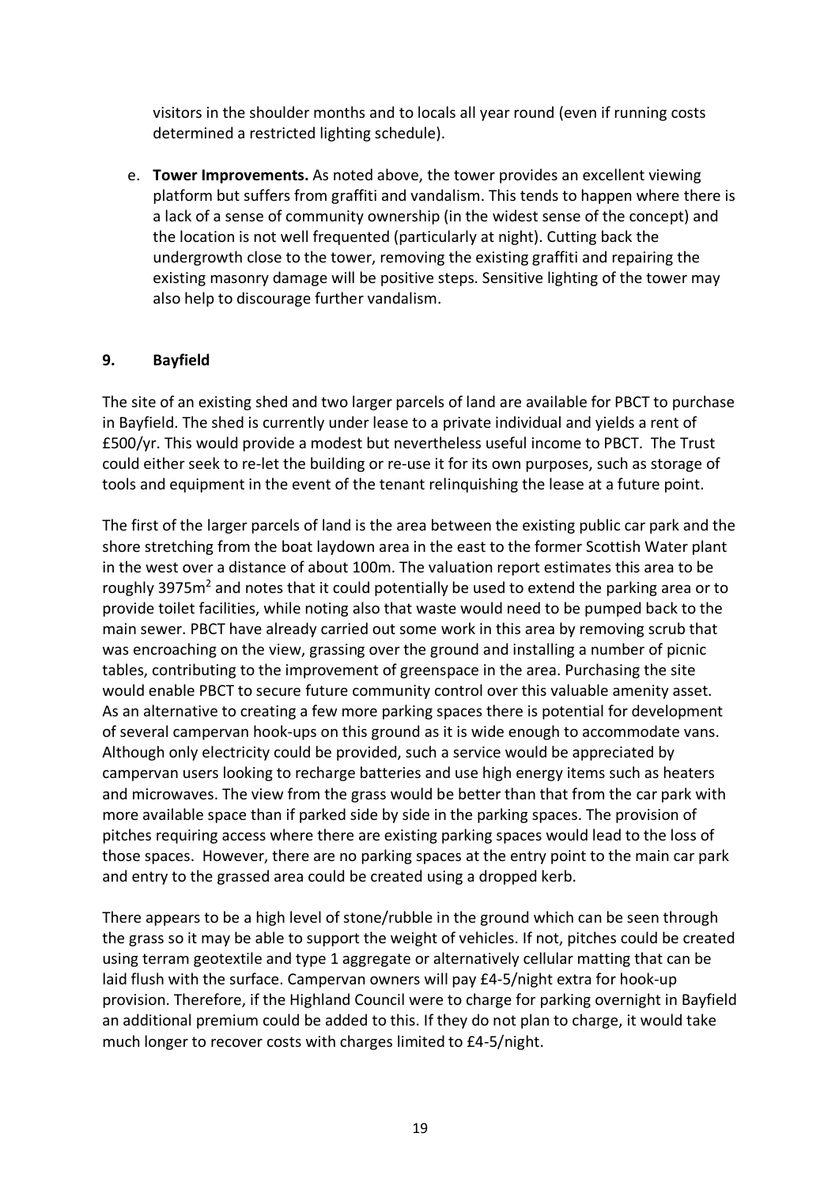visitors in the shoulder months and to locals all year round (even if running costs determined a restricted lighting schedule).

e. **Tower Improvements.** As noted above, the tower provides an excellent viewing platform but suffers from graffiti and vandalism. This tends to happen where there is a lack of a sense of community ownership (in the widest sense of the concept) and the location is not well frequented (particularly at night). Cutting back the undergrowth close to the tower, removing the existing graffiti and repairing the existing masonry damage will be positive steps. Sensitive lighting of the tower may also help to discourage further vandalism.

## 9. Bayfield

The site of an existing shed and two larger parcels of land are available for PBCT to purchase in Bayfield. The shed is currently under lease to a private individual and yields a rent of £500/yr. This would provide a modest but nevertheless useful income to PBCT. The Trust could either seek to re-let the building or re-use it for its own purposes, such as storage of tools and equipment in the event of the tenant relinquishing the lease at a future point.

The first of the larger parcels of land is the area between the existing public car park and the shore stretching from the boat laydown area in the east to the former Scottish Water plant in the west over a distance of about 100m. The valuation report estimates this area to be roughly 3975m$^2$ and notes that it could potentially be used to extend the parking area or to provide toilet facilities, while noting also that waste would need to be pumped back to the main sewer. PBCT have already carried out some work in this area by removing scrub that was encroaching on the view, grassing over the ground and installing a number of picnic tables, contributing to the improvement of greenspace in the area. Purchasing the site would enable PBCT to secure future community control over this valuable amenity asset. As an alternative to creating a few more parking spaces there is potential for development of several campervan hook-ups on this ground as it is wide enough to accommodate vans. Although only electricity could be provided, such a service would be appreciated by campervan users looking to recharge batteries and use high energy items such as heaters and microwaves. The view from the grass would be better than that from the car park with more available space than if parked side by side in the parking spaces. The provision of pitches requiring access where there are existing parking spaces would lead to the loss of those spaces. However, there are no parking spaces at the entry point to the main car park and entry to the grassed area could be created using a dropped kerb.

There appears to be a high level of stone/rubble in the ground which can be seen through the grass so it may be able to support the weight of vehicles. If not, pitches could be created using terram geotextile and type 1 aggregate or alternatively cellular matting that can be laid flush with the surface. Campervan owners will pay £4-5/night extra for hook-up provision. Therefore, if the Highland Council were to charge for parking overnight in Bayfield an additional premium could be added to this. If they do not plan to charge, it would take much longer to recover costs with charges limited to £4-5/night.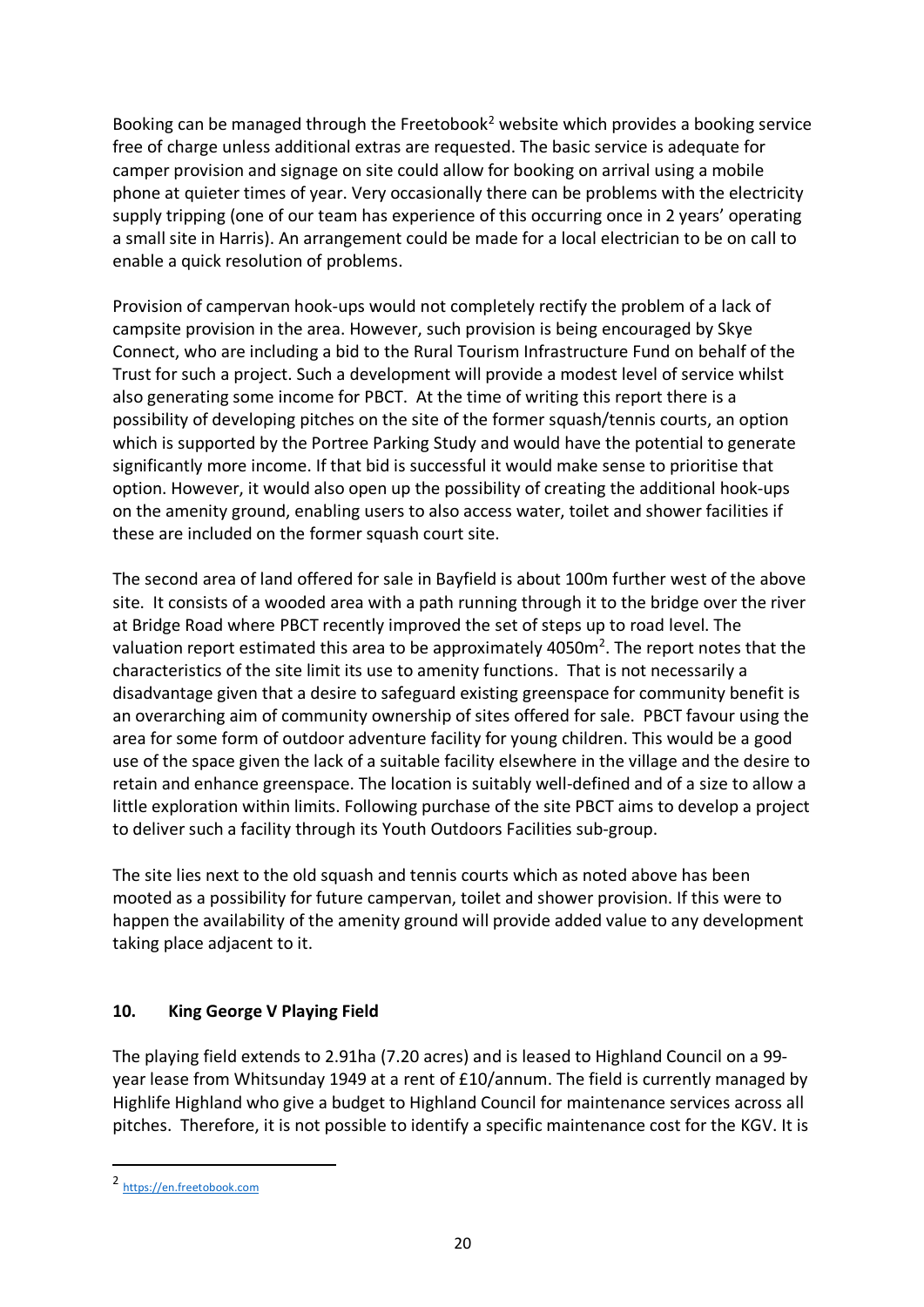Booking can be managed through the Freetobook[2] website which provides a booking service free of charge unless additional extras are requested. The basic service is adequate for camper provision and signage on site could allow for booking on arrival using a mobile phone at quieter times of year. Very occasionally there can be problems with the electricity supply tripping (one of our team has experience of this occurring once in 2 years' operating a small site in Harris). An arrangement could be made for a local electrician to be on call to enable a quick resolution of problems.

Provision of campervan hook-ups would not completely rectify the problem of a lack of campsite provision in the area. However, such provision is being encouraged by Skye Connect, who are including a bid to the Rural Tourism Infrastructure Fund on behalf of the Trust for such a project. Such a development will provide a modest level of service whilst also generating some income for PBCT. At the time of writing this report there is a possibility of developing pitches on the site of the former squash/tennis courts, an option which is supported by the Portree Parking Study and would have the potential to generate significantly more income. If that bid is successful it would make sense to prioritise that option. However, it would also open up the possibility of creating the additional hook-ups on the amenity ground, enabling users to also access water, toilet and shower facilities if these are included on the former squash court site.

The second area of land offered for sale in Bayfield is about 100m further west of the above site. It consists of a wooded area with a path running through it to the bridge over the river at Bridge Road where PBCT recently improved the set of steps up to road level. The valuation report estimated this area to be approximately 4050m$^2$. The report notes that the characteristics of the site limit its use to amenity functions. That is not necessarily a disadvantage given that a desire to safeguard existing greenspace for community benefit is an overarching aim of community ownership of sites offered for sale. PBCT favour using the area for some form of outdoor adventure facility for young children. This would be a good use of the space given the lack of a suitable facility elsewhere in the village and the desire to retain and enhance greenspace. The location is suitably well-defined and of a size to allow a little exploration within limits. Following purchase of the site PBCT aims to develop a project to deliver such a facility through its Youth Outdoors Facilities sub-group.

The site lies next to the old squash and tennis courts which as noted above has been mooted as a possibility for future campervan, toilet and shower provision. If this were to happen the availability of the amenity ground will provide added value to any development taking place adjacent to it.

## 10. King George V Playing Field

The playing field extends to 2.91ha (7.20 acres) and is leased to Highland Council on a 99-year lease from Whitsunday 1949 at a rent of £10/annum. The field is currently managed by Highlife Highland who give a budget to Highland Council for maintenance services across all pitches. Therefore, it is not possible to identify a specific maintenance cost for the KGV. It is

[2] https://en.freetobook.com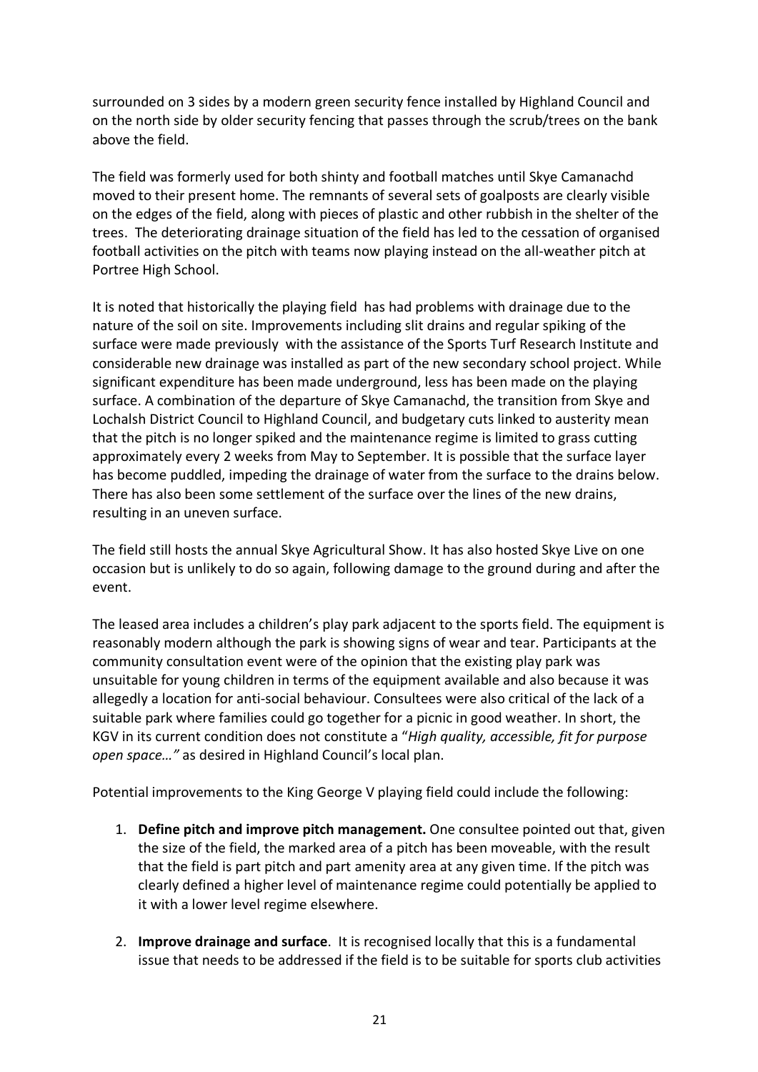surrounded on 3 sides by a modern green security fence installed by Highland Council and on the north side by older security fencing that passes through the scrub/trees on the bank above the field.

The field was formerly used for both shinty and football matches until Skye Camanachd moved to their present home. The remnants of several sets of goalposts are clearly visible on the edges of the field, along with pieces of plastic and other rubbish in the shelter of the trees. The deteriorating drainage situation of the field has led to the cessation of organised football activities on the pitch with teams now playing instead on the all-weather pitch at Portree High School.

It is noted that historically the playing field has had problems with drainage due to the nature of the soil on site. Improvements including slit drains and regular spiking of the surface were made previously with the assistance of the Sports Turf Research Institute and considerable new drainage was installed as part of the new secondary school project. While significant expenditure has been made underground, less has been made on the playing surface. A combination of the departure of Skye Camanachd, the transition from Skye and Lochalsh District Council to Highland Council, and budgetary cuts linked to austerity mean that the pitch is no longer spiked and the maintenance regime is limited to grass cutting approximately every 2 weeks from May to September. It is possible that the surface layer has become puddled, impeding the drainage of water from the surface to the drains below. There has also been some settlement of the surface over the lines of the new drains, resulting in an uneven surface.

The field still hosts the annual Skye Agricultural Show. It has also hosted Skye Live on one occasion but is unlikely to do so again, following damage to the ground during and after the event.

The leased area includes a children's play park adjacent to the sports field. The equipment is reasonably modern although the park is showing signs of wear and tear. Participants at the community consultation event were of the opinion that the existing play park was unsuitable for young children in terms of the equipment available and also because it was allegedly a location for anti-social behaviour. Consultees were also critical of the lack of a suitable park where families could go together for a picnic in good weather. In short, the KGV in its current condition does not constitute a "*High quality, accessible, fit for purpose open space…"* as desired in Highland Council's local plan.

Potential improvements to the King George V playing field could include the following:

1. **Define pitch and improve pitch management.** One consultee pointed out that, given the size of the field, the marked area of a pitch has been moveable, with the result that the field is part pitch and part amenity area at any given time. If the pitch was clearly defined a higher level of maintenance regime could potentially be applied to it with a lower level regime elsewhere.

2. **Improve drainage and surface**. It is recognised locally that this is a fundamental issue that needs to be addressed if the field is to be suitable for sports club activities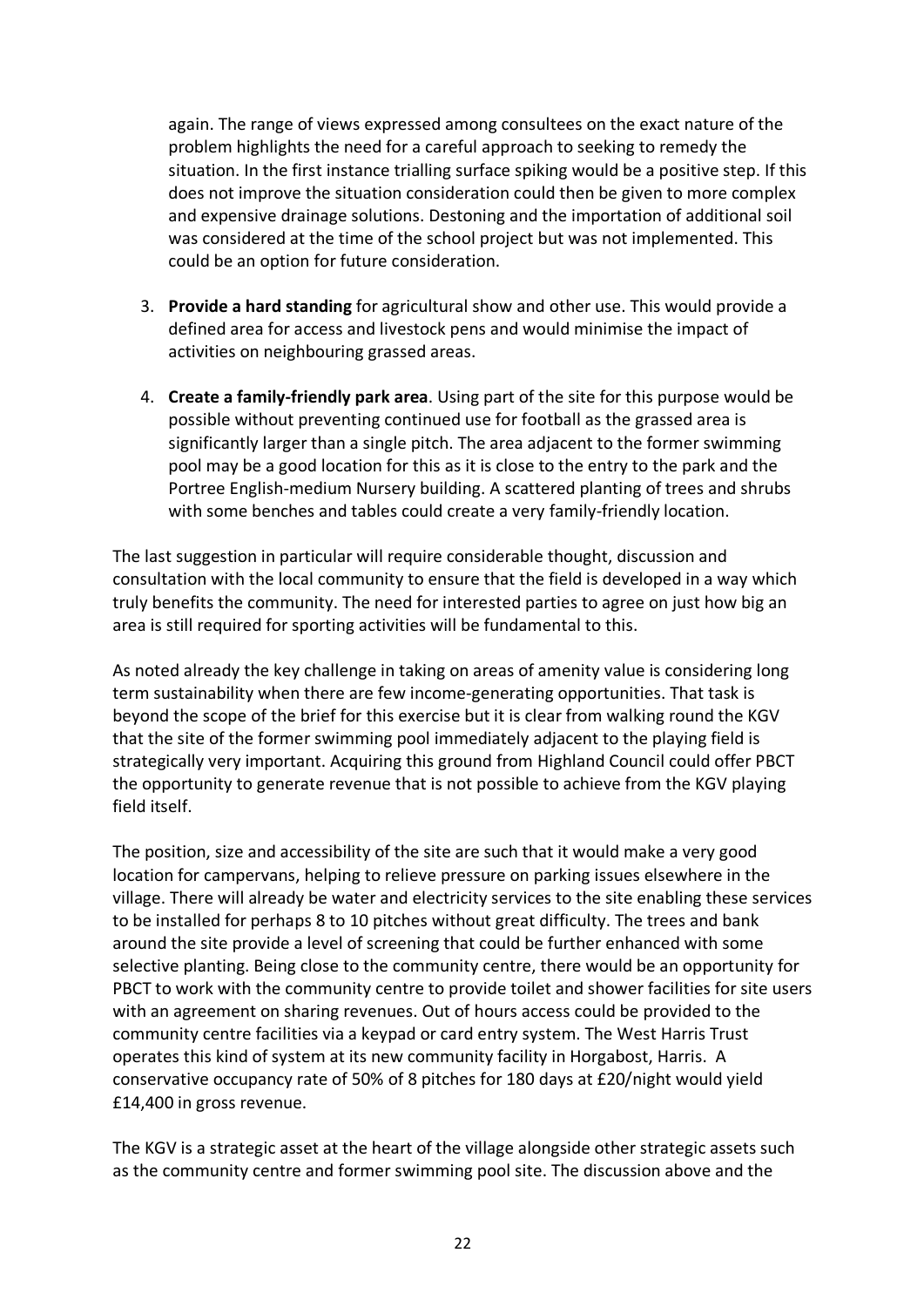again. The range of views expressed among consultees on the exact nature of the problem highlights the need for a careful approach to seeking to remedy the situation. In the first instance trialling surface spiking would be a positive step. If this does not improve the situation consideration could then be given to more complex and expensive drainage solutions. Destoning and the importation of additional soil was considered at the time of the school project but was not implemented. This could be an option for future consideration.

3. **Provide a hard standing** for agricultural show and other use. This would provide a defined area for access and livestock pens and would minimise the impact of activities on neighbouring grassed areas.

4. **Create a family-friendly park area**. Using part of the site for this purpose would be possible without preventing continued use for football as the grassed area is significantly larger than a single pitch. The area adjacent to the former swimming pool may be a good location for this as it is close to the entry to the park and the Portree English-medium Nursery building. A scattered planting of trees and shrubs with some benches and tables could create a very family-friendly location.

The last suggestion in particular will require considerable thought, discussion and consultation with the local community to ensure that the field is developed in a way which truly benefits the community. The need for interested parties to agree on just how big an area is still required for sporting activities will be fundamental to this.

As noted already the key challenge in taking on areas of amenity value is considering long term sustainability when there are few income-generating opportunities. That task is beyond the scope of the brief for this exercise but it is clear from walking round the KGV that the site of the former swimming pool immediately adjacent to the playing field is strategically very important. Acquiring this ground from Highland Council could offer PBCT the opportunity to generate revenue that is not possible to achieve from the KGV playing field itself.

The position, size and accessibility of the site are such that it would make a very good location for campervans, helping to relieve pressure on parking issues elsewhere in the village. There will already be water and electricity services to the site enabling these services to be installed for perhaps 8 to 10 pitches without great difficulty. The trees and bank around the site provide a level of screening that could be further enhanced with some selective planting. Being close to the community centre, there would be an opportunity for PBCT to work with the community centre to provide toilet and shower facilities for site users with an agreement on sharing revenues. Out of hours access could be provided to the community centre facilities via a keypad or card entry system. The West Harris Trust operates this kind of system at its new community facility in Horgabost, Harris. A conservative occupancy rate of 50% of 8 pitches for 180 days at £20/night would yield £14,400 in gross revenue.

The KGV is a strategic asset at the heart of the village alongside other strategic assets such as the community centre and former swimming pool site. The discussion above and the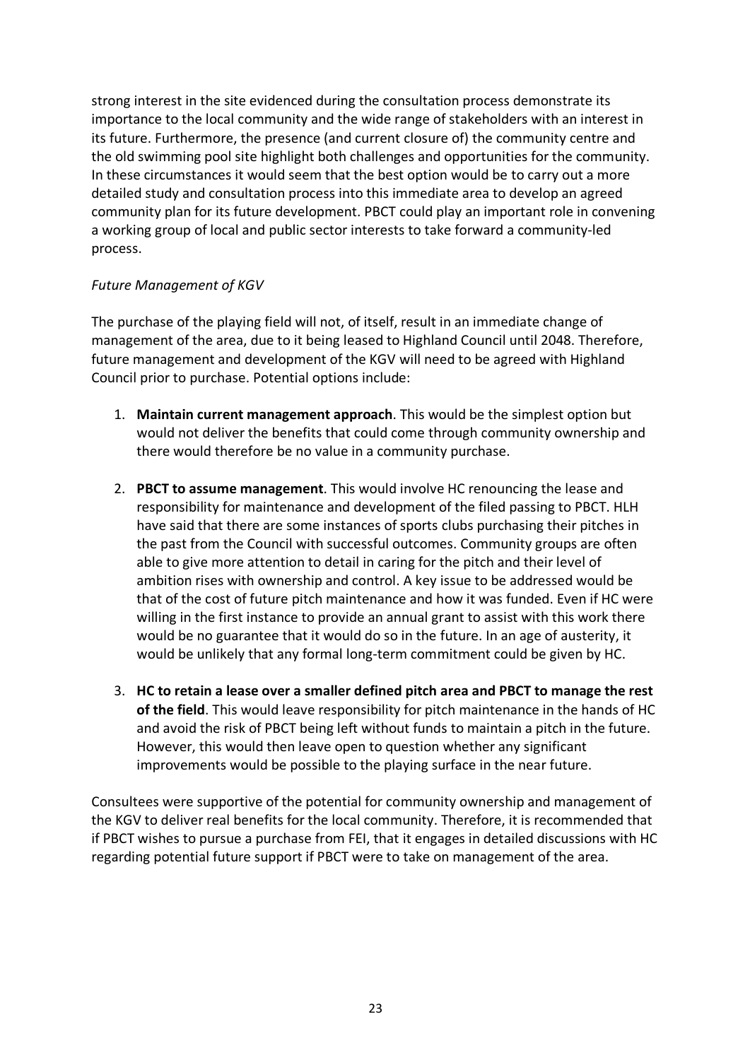strong interest in the site evidenced during the consultation process demonstrate its importance to the local community and the wide range of stakeholders with an interest in its future. Furthermore, the presence (and current closure of) the community centre and the old swimming pool site highlight both challenges and opportunities for the community. In these circumstances it would seem that the best option would be to carry out a more detailed study and consultation process into this immediate area to develop an agreed community plan for its future development. PBCT could play an important role in convening a working group of local and public sector interests to take forward a community-led process.

*Future Management of KGV*

The purchase of the playing field will not, of itself, result in an immediate change of management of the area, due to it being leased to Highland Council until 2048. Therefore, future management and development of the KGV will need to be agreed with Highland Council prior to purchase. Potential options include:

1. **Maintain current management approach**. This would be the simplest option but would not deliver the benefits that could come through community ownership and there would therefore be no value in a community purchase.

2. **PBCT to assume management**. This would involve HC renouncing the lease and responsibility for maintenance and development of the filed passing to PBCT. HLH have said that there are some instances of sports clubs purchasing their pitches in the past from the Council with successful outcomes. Community groups are often able to give more attention to detail in caring for the pitch and their level of ambition rises with ownership and control. A key issue to be addressed would be that of the cost of future pitch maintenance and how it was funded. Even if HC were willing in the first instance to provide an annual grant to assist with this work there would be no guarantee that it would do so in the future. In an age of austerity, it would be unlikely that any formal long-term commitment could be given by HC.

3. **HC to retain a lease over a smaller defined pitch area and PBCT to manage the rest of the field**. This would leave responsibility for pitch maintenance in the hands of HC and avoid the risk of PBCT being left without funds to maintain a pitch in the future. However, this would then leave open to question whether any significant improvements would be possible to the playing surface in the near future.

Consultees were supportive of the potential for community ownership and management of the KGV to deliver real benefits for the local community. Therefore, it is recommended that if PBCT wishes to pursue a purchase from FEI, that it engages in detailed discussions with HC regarding potential future support if PBCT were to take on management of the area.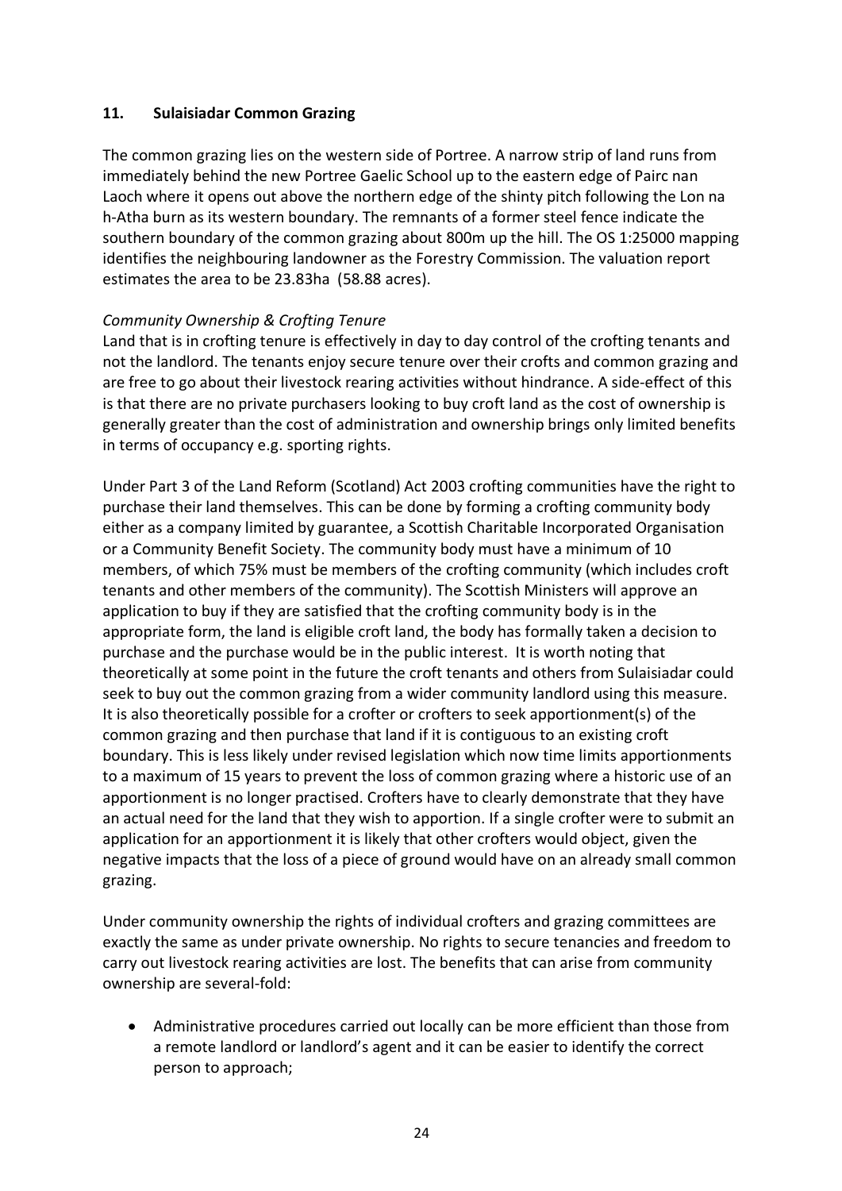## 11. Sulaisiadar Common Grazing

The common grazing lies on the western side of Portree. A narrow strip of land runs from immediately behind the new Portree Gaelic School up to the eastern edge of Pairc nan Laoch where it opens out above the northern edge of the shinty pitch following the Lon na h-Atha burn as its western boundary. The remnants of a former steel fence indicate the southern boundary of the common grazing about 800m up the hill. The OS 1:25000 mapping identifies the neighbouring landowner as the Forestry Commission. The valuation report estimates the area to be 23.83ha (58.88 acres).

*Community Ownership & Crofting Tenure*

Land that is in crofting tenure is effectively in day to day control of the crofting tenants and not the landlord. The tenants enjoy secure tenure over their crofts and common grazing and are free to go about their livestock rearing activities without hindrance. A side-effect of this is that there are no private purchasers looking to buy croft land as the cost of ownership is generally greater than the cost of administration and ownership brings only limited benefits in terms of occupancy e.g. sporting rights.

Under Part 3 of the Land Reform (Scotland) Act 2003 crofting communities have the right to purchase their land themselves. This can be done by forming a crofting community body either as a company limited by guarantee, a Scottish Charitable Incorporated Organisation or a Community Benefit Society. The community body must have a minimum of 10 members, of which 75% must be members of the crofting community (which includes croft tenants and other members of the community). The Scottish Ministers will approve an application to buy if they are satisfied that the crofting community body is in the appropriate form, the land is eligible croft land, the body has formally taken a decision to purchase and the purchase would be in the public interest. It is worth noting that theoretically at some point in the future the croft tenants and others from Sulaisiadar could seek to buy out the common grazing from a wider community landlord using this measure. It is also theoretically possible for a crofter or crofters to seek apportionment(s) of the common grazing and then purchase that land if it is contiguous to an existing croft boundary. This is less likely under revised legislation which now time limits apportionments to a maximum of 15 years to prevent the loss of common grazing where a historic use of an apportionment is no longer practised. Crofters have to clearly demonstrate that they have an actual need for the land that they wish to apportion. If a single crofter were to submit an application for an apportionment it is likely that other crofters would object, given the negative impacts that the loss of a piece of ground would have on an already small common grazing.

Under community ownership the rights of individual crofters and grazing committees are exactly the same as under private ownership. No rights to secure tenancies and freedom to carry out livestock rearing activities are lost. The benefits that can arise from community ownership are several-fold:

- Administrative procedures carried out locally can be more efficient than those from a remote landlord or landlord's agent and it can be easier to identify the correct person to approach;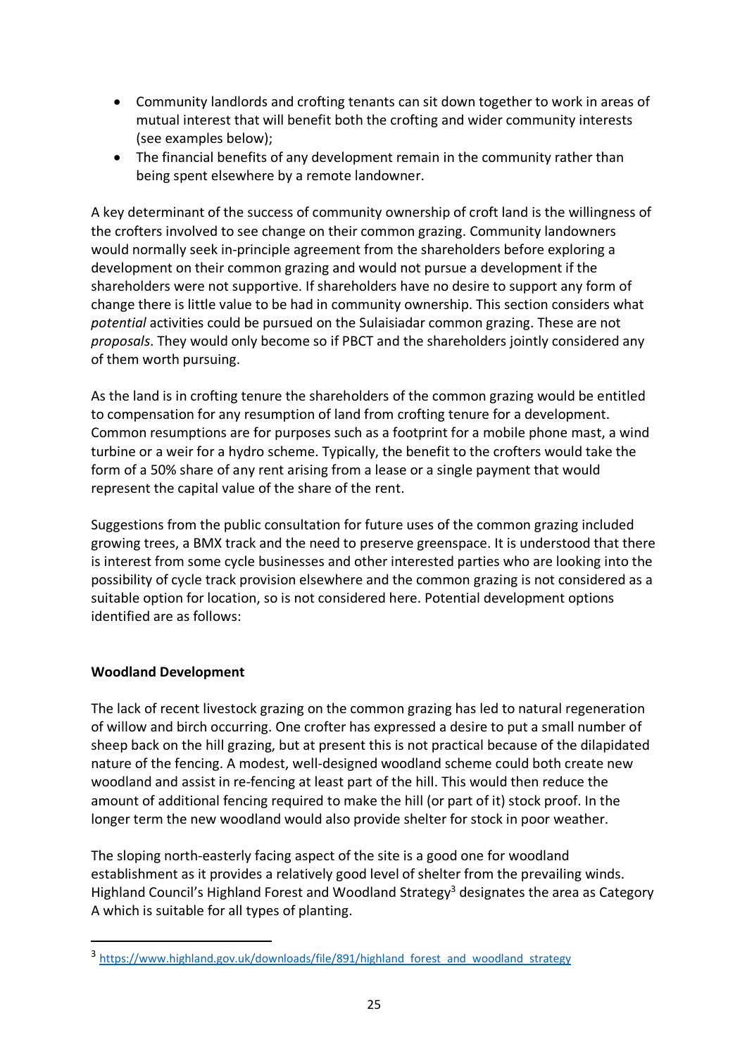- Community landlords and crofting tenants can sit down together to work in areas of mutual interest that will benefit both the crofting and wider community interests (see examples below);
- The financial benefits of any development remain in the community rather than being spent elsewhere by a remote landowner.

A key determinant of the success of community ownership of croft land is the willingness of the crofters involved to see change on their common grazing. Community landowners would normally seek in-principle agreement from the shareholders before exploring a development on their common grazing and would not pursue a development if the shareholders were not supportive. If shareholders have no desire to support any form of change there is little value to be had in community ownership. This section considers what *potential* activities could be pursued on the Sulaisiadar common grazing. These are not *proposals*. They would only become so if PBCT and the shareholders jointly considered any of them worth pursuing.

As the land is in crofting tenure the shareholders of the common grazing would be entitled to compensation for any resumption of land from crofting tenure for a development. Common resumptions are for purposes such as a footprint for a mobile phone mast, a wind turbine or a weir for a hydro scheme. Typically, the benefit to the crofters would take the form of a 50% share of any rent arising from a lease or a single payment that would represent the capital value of the share of the rent.

Suggestions from the public consultation for future uses of the common grazing included growing trees, a BMX track and the need to preserve greenspace. It is understood that there is interest from some cycle businesses and other interested parties who are looking into the possibility of cycle track provision elsewhere and the common grazing is not considered as a suitable option for location, so is not considered here. Potential development options identified are as follows:

**Woodland Development**

The lack of recent livestock grazing on the common grazing has led to natural regeneration of willow and birch occurring. One crofter has expressed a desire to put a small number of sheep back on the hill grazing, but at present this is not practical because of the dilapidated nature of the fencing. A modest, well-designed woodland scheme could both create new woodland and assist in re-fencing at least part of the hill. This would then reduce the amount of additional fencing required to make the hill (or part of it) stock proof. In the longer term the new woodland would also provide shelter for stock in poor weather.

The sloping north-easterly facing aspect of the site is a good one for woodland establishment as it provides a relatively good level of shelter from the prevailing winds. Highland Council's Highland Forest and Woodland Strategy[3] designates the area as Category A which is suitable for all types of planting.

[3] https://www.highland.gov.uk/downloads/file/891/highland_forest_and_woodland_strategy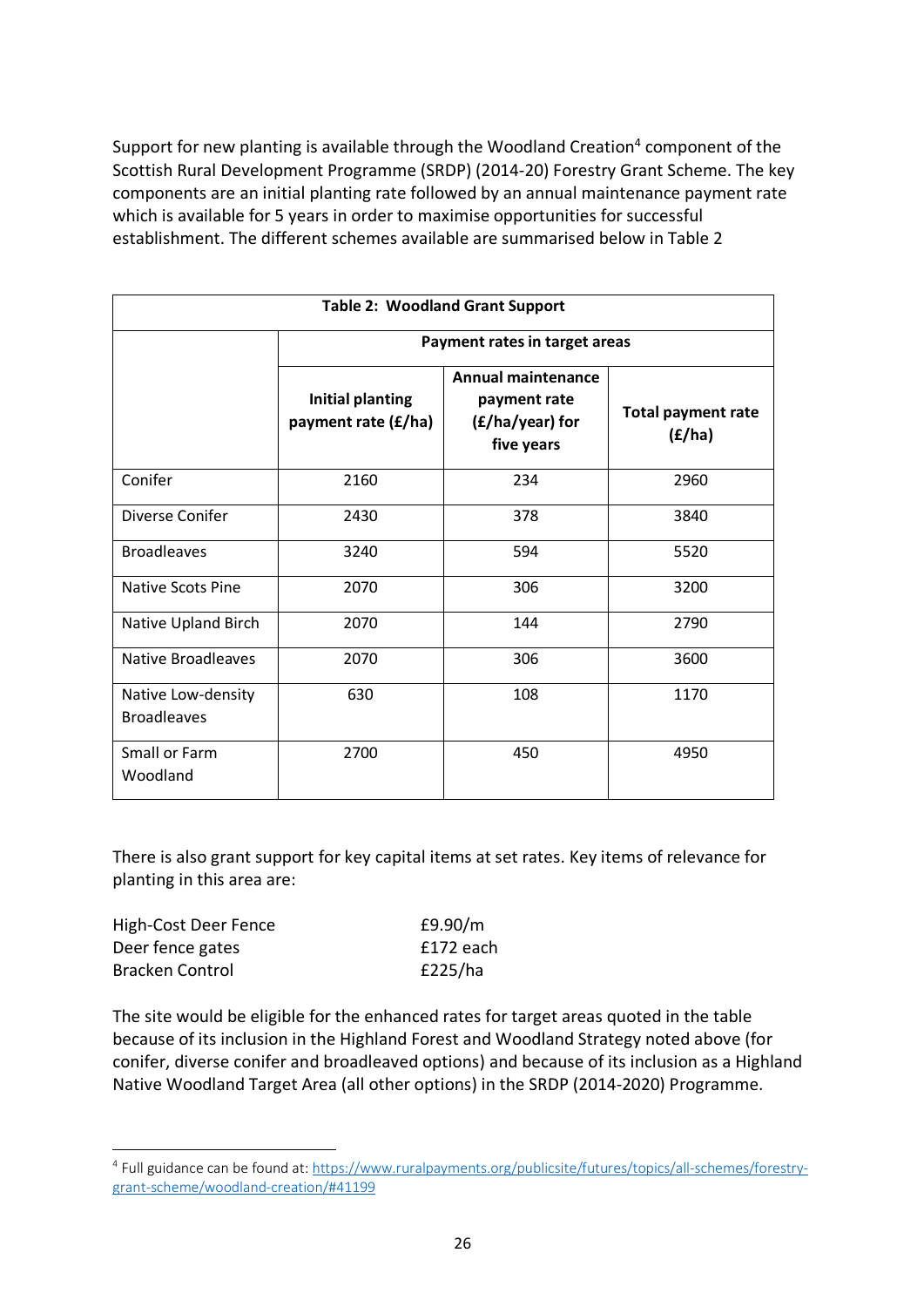Support for new planting is available through the Woodland Creation[4] component of the Scottish Rural Development Programme (SRDP) (2014-20) Forestry Grant Scheme. The key components are an initial planting rate followed by an annual maintenance payment rate which is available for 5 years in order to maximise opportunities for successful establishment. The different schemes available are summarised below in Table 2

| **Table 2: Woodland Grant Support** | | | |
|---|---|---|---|
| | **Payment rates in target areas** | | |
| | **Initial planting payment rate (£/ha)** | **Annual maintenance payment rate (£/ha/year) for five years** | **Total payment rate (£/ha)** |
| Conifer | 2160 | 234 | 2960 |
| Diverse Conifer | 2430 | 378 | 3840 |
| Broadleaves | 3240 | 594 | 5520 |
| Native Scots Pine | 2070 | 306 | 3200 |
| Native Upland Birch | 2070 | 144 | 2790 |
| Native Broadleaves | 2070 | 306 | 3600 |
| Native Low-density Broadleaves | 630 | 108 | 1170 |
| Small or Farm Woodland | 2700 | 450 | 4950 |

There is also grant support for key capital items at set rates. Key items of relevance for planting in this area are:

| | |
|---|---|
| High-Cost Deer Fence | £9.90/m |
| Deer fence gates | £172 each |
| Bracken Control | £225/ha |

The site would be eligible for the enhanced rates for target areas quoted in the table because of its inclusion in the Highland Forest and Woodland Strategy noted above (for conifer, diverse conifer and broadleaved options) and because of its inclusion as a Highland Native Woodland Target Area (all other options) in the SRDP (2014-2020) Programme.

[4] Full guidance can be found at: https://www.ruralpayments.org/publicsite/futures/topics/all-schemes/forestry-grant-scheme/woodland-creation/#41199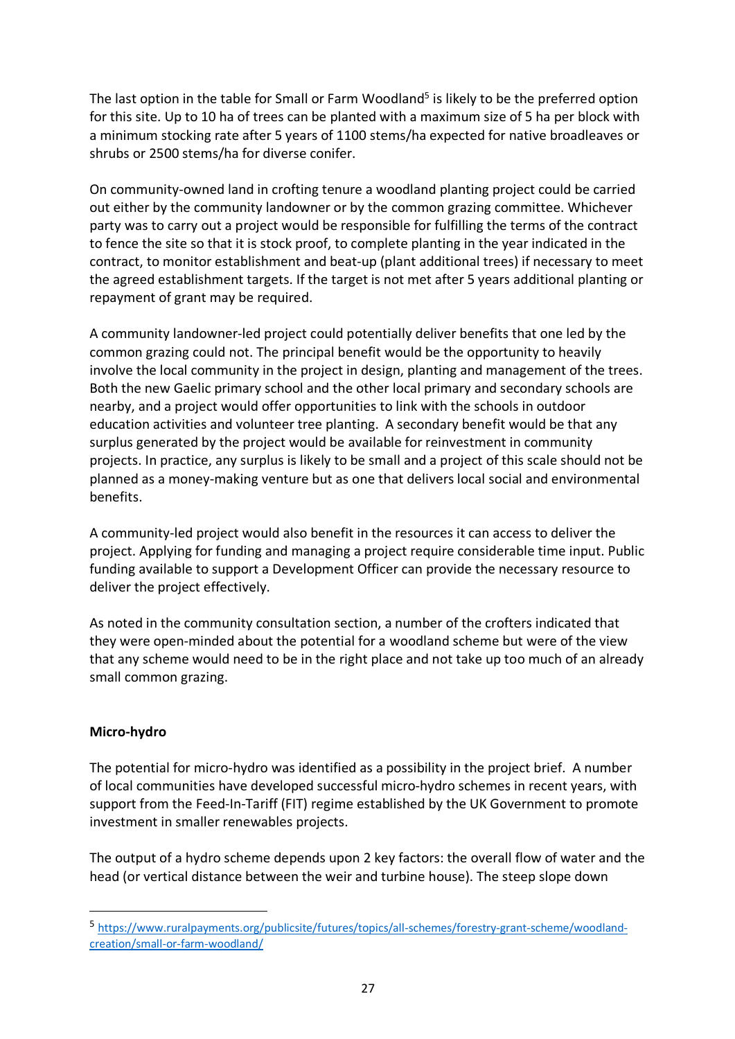The last option in the table for Small or Farm Woodland[5] is likely to be the preferred option for this site. Up to 10 ha of trees can be planted with a maximum size of 5 ha per block with a minimum stocking rate after 5 years of 1100 stems/ha expected for native broadleaves or shrubs or 2500 stems/ha for diverse conifer.

On community-owned land in crofting tenure a woodland planting project could be carried out either by the community landowner or by the common grazing committee. Whichever party was to carry out a project would be responsible for fulfilling the terms of the contract to fence the site so that it is stock proof, to complete planting in the year indicated in the contract, to monitor establishment and beat-up (plant additional trees) if necessary to meet the agreed establishment targets. If the target is not met after 5 years additional planting or repayment of grant may be required.

A community landowner-led project could potentially deliver benefits that one led by the common grazing could not. The principal benefit would be the opportunity to heavily involve the local community in the project in design, planting and management of the trees. Both the new Gaelic primary school and the other local primary and secondary schools are nearby, and a project would offer opportunities to link with the schools in outdoor education activities and volunteer tree planting. A secondary benefit would be that any surplus generated by the project would be available for reinvestment in community projects. In practice, any surplus is likely to be small and a project of this scale should not be planned as a money-making venture but as one that delivers local social and environmental benefits.

A community-led project would also benefit in the resources it can access to deliver the project. Applying for funding and managing a project require considerable time input. Public funding available to support a Development Officer can provide the necessary resource to deliver the project effectively.

As noted in the community consultation section, a number of the crofters indicated that they were open-minded about the potential for a woodland scheme but were of the view that any scheme would need to be in the right place and not take up too much of an already small common grazing.

**Micro-hydro**

The potential for micro-hydro was identified as a possibility in the project brief. A number of local communities have developed successful micro-hydro schemes in recent years, with support from the Feed-In-Tariff (FIT) regime established by the UK Government to promote investment in smaller renewables projects.

The output of a hydro scheme depends upon 2 key factors: the overall flow of water and the head (or vertical distance between the weir and turbine house). The steep slope down

[5] https://www.ruralpayments.org/publicsite/futures/topics/all-schemes/forestry-grant-scheme/woodland-creation/small-or-farm-woodland/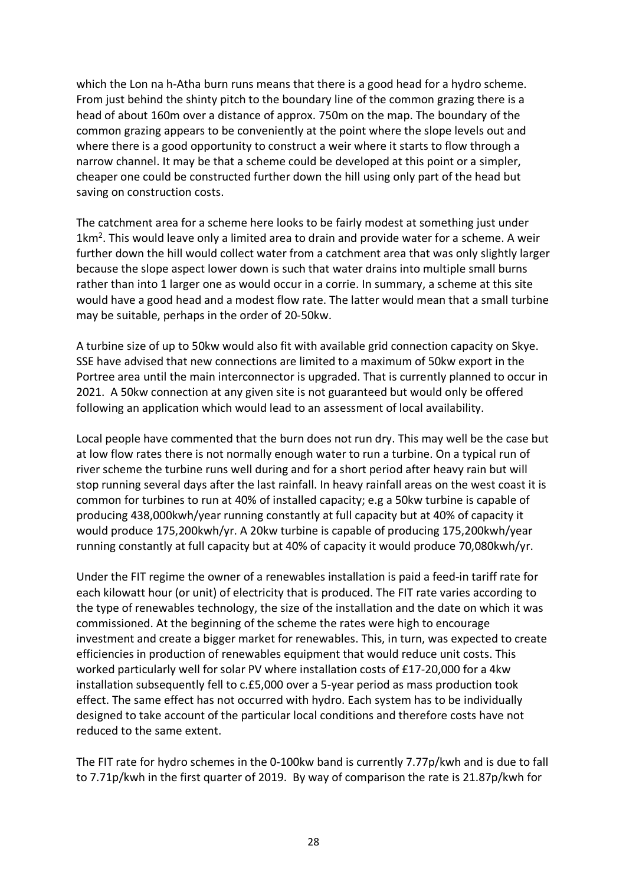which the Lon na h-Atha burn runs means that there is a good head for a hydro scheme. From just behind the shinty pitch to the boundary line of the common grazing there is a head of about 160m over a distance of approx. 750m on the map. The boundary of the common grazing appears to be conveniently at the point where the slope levels out and where there is a good opportunity to construct a weir where it starts to flow through a narrow channel. It may be that a scheme could be developed at this point or a simpler, cheaper one could be constructed further down the hill using only part of the head but saving on construction costs.

The catchment area for a scheme here looks to be fairly modest at something just under $1km^2$. This would leave only a limited area to drain and provide water for a scheme. A weir further down the hill would collect water from a catchment area that was only slightly larger because the slope aspect lower down is such that water drains into multiple small burns rather than into 1 larger one as would occur in a corrie. In summary, a scheme at this site would have a good head and a modest flow rate. The latter would mean that a small turbine may be suitable, perhaps in the order of 20-50kw.

A turbine size of up to 50kw would also fit with available grid connection capacity on Skye. SSE have advised that new connections are limited to a maximum of 50kw export in the Portree area until the main interconnector is upgraded. That is currently planned to occur in 2021. A 50kw connection at any given site is not guaranteed but would only be offered following an application which would lead to an assessment of local availability.

Local people have commented that the burn does not run dry. This may well be the case but at low flow rates there is not normally enough water to run a turbine. On a typical run of river scheme the turbine runs well during and for a short period after heavy rain but will stop running several days after the last rainfall. In heavy rainfall areas on the west coast it is common for turbines to run at 40% of installed capacity; e.g a 50kw turbine is capable of producing 438,000kwh/year running constantly at full capacity but at 40% of capacity it would produce 175,200kwh/yr. A 20kw turbine is capable of producing 175,200kwh/year running constantly at full capacity but at 40% of capacity it would produce 70,080kwh/yr.

Under the FIT regime the owner of a renewables installation is paid a feed-in tariff rate for each kilowatt hour (or unit) of electricity that is produced. The FIT rate varies according to the type of renewables technology, the size of the installation and the date on which it was commissioned. At the beginning of the scheme the rates were high to encourage investment and create a bigger market for renewables. This, in turn, was expected to create efficiencies in production of renewables equipment that would reduce unit costs. This worked particularly well for solar PV where installation costs of £17-20,000 for a 4kw installation subsequently fell to c.£5,000 over a 5-year period as mass production took effect. The same effect has not occurred with hydro. Each system has to be individually designed to take account of the particular local conditions and therefore costs have not reduced to the same extent.

The FIT rate for hydro schemes in the 0-100kw band is currently 7.77p/kwh and is due to fall to 7.71p/kwh in the first quarter of 2019. By way of comparison the rate is 21.87p/kwh for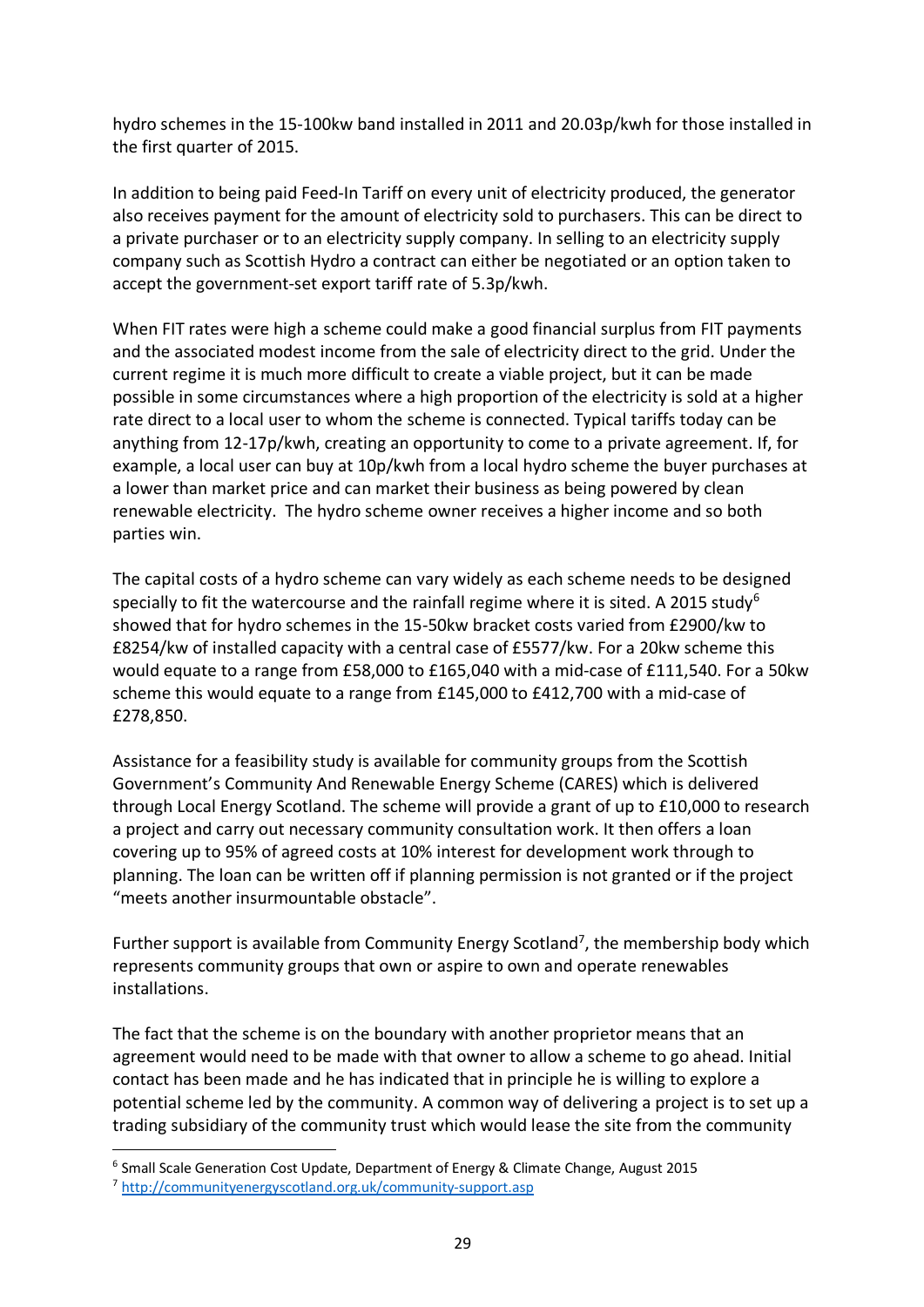hydro schemes in the 15-100kw band installed in 2011 and 20.03p/kwh for those installed in the first quarter of 2015.

In addition to being paid Feed-In Tariff on every unit of electricity produced, the generator also receives payment for the amount of electricity sold to purchasers. This can be direct to a private purchaser or to an electricity supply company. In selling to an electricity supply company such as Scottish Hydro a contract can either be negotiated or an option taken to accept the government-set export tariff rate of 5.3p/kwh.

When FIT rates were high a scheme could make a good financial surplus from FIT payments and the associated modest income from the sale of electricity direct to the grid. Under the current regime it is much more difficult to create a viable project, but it can be made possible in some circumstances where a high proportion of the electricity is sold at a higher rate direct to a local user to whom the scheme is connected. Typical tariffs today can be anything from 12-17p/kwh, creating an opportunity to come to a private agreement. If, for example, a local user can buy at 10p/kwh from a local hydro scheme the buyer purchases at a lower than market price and can market their business as being powered by clean renewable electricity. The hydro scheme owner receives a higher income and so both parties win.

The capital costs of a hydro scheme can vary widely as each scheme needs to be designed specially to fit the watercourse and the rainfall regime where it is sited. A 2015 study[6] showed that for hydro schemes in the 15-50kw bracket costs varied from £2900/kw to £8254/kw of installed capacity with a central case of £5577/kw. For a 20kw scheme this would equate to a range from £58,000 to £165,040 with a mid-case of £111,540. For a 50kw scheme this would equate to a range from £145,000 to £412,700 with a mid-case of £278,850.

Assistance for a feasibility study is available for community groups from the Scottish Government's Community And Renewable Energy Scheme (CARES) which is delivered through Local Energy Scotland. The scheme will provide a grant of up to £10,000 to research a project and carry out necessary community consultation work. It then offers a loan covering up to 95% of agreed costs at 10% interest for development work through to planning. The loan can be written off if planning permission is not granted or if the project "meets another insurmountable obstacle".

Further support is available from Community Energy Scotland[7], the membership body which represents community groups that own or aspire to own and operate renewables installations.

The fact that the scheme is on the boundary with another proprietor means that an agreement would need to be made with that owner to allow a scheme to go ahead. Initial contact has been made and he has indicated that in principle he is willing to explore a potential scheme led by the community. A common way of delivering a project is to set up a trading subsidiary of the community trust which would lease the site from the community

---

[6] Small Scale Generation Cost Update, Department of Energy & Climate Change, August 2015

[7] http://communityenergyscotland.org.uk/community-support.asp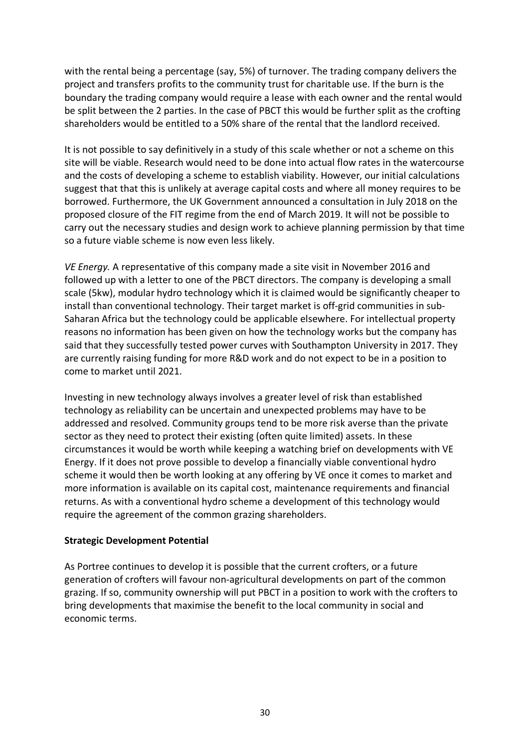with the rental being a percentage (say, 5%) of turnover. The trading company delivers the project and transfers profits to the community trust for charitable use. If the burn is the boundary the trading company would require a lease with each owner and the rental would be split between the 2 parties. In the case of PBCT this would be further split as the crofting shareholders would be entitled to a 50% share of the rental that the landlord received.

It is not possible to say definitively in a study of this scale whether or not a scheme on this site will be viable. Research would need to be done into actual flow rates in the watercourse and the costs of developing a scheme to establish viability. However, our initial calculations suggest that that this is unlikely at average capital costs and where all money requires to be borrowed. Furthermore, the UK Government announced a consultation in July 2018 on the proposed closure of the FIT regime from the end of March 2019. It will not be possible to carry out the necessary studies and design work to achieve planning permission by that time so a future viable scheme is now even less likely.

*VE Energy.* A representative of this company made a site visit in November 2016 and followed up with a letter to one of the PBCT directors. The company is developing a small scale (5kw), modular hydro technology which it is claimed would be significantly cheaper to install than conventional technology. Their target market is off-grid communities in sub-Saharan Africa but the technology could be applicable elsewhere. For intellectual property reasons no information has been given on how the technology works but the company has said that they successfully tested power curves with Southampton University in 2017. They are currently raising funding for more R&D work and do not expect to be in a position to come to market until 2021.

Investing in new technology always involves a greater level of risk than established technology as reliability can be uncertain and unexpected problems may have to be addressed and resolved. Community groups tend to be more risk averse than the private sector as they need to protect their existing (often quite limited) assets. In these circumstances it would be worth while keeping a watching brief on developments with VE Energy. If it does not prove possible to develop a financially viable conventional hydro scheme it would then be worth looking at any offering by VE once it comes to market and more information is available on its capital cost, maintenance requirements and financial returns. As with a conventional hydro scheme a development of this technology would require the agreement of the common grazing shareholders.

**Strategic Development Potential**

As Portree continues to develop it is possible that the current crofters, or a future generation of crofters will favour non-agricultural developments on part of the common grazing. If so, community ownership will put PBCT in a position to work with the crofters to bring developments that maximise the benefit to the local community in social and economic terms.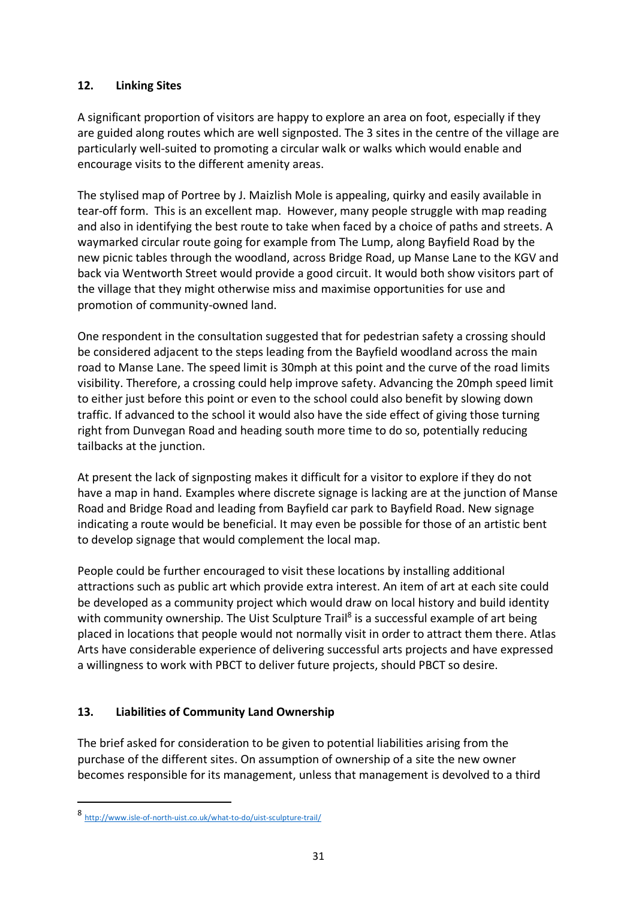## 12. Linking Sites

A significant proportion of visitors are happy to explore an area on foot, especially if they are guided along routes which are well signposted. The 3 sites in the centre of the village are particularly well-suited to promoting a circular walk or walks which would enable and encourage visits to the different amenity areas.

The stylised map of Portree by J. Maizlish Mole is appealing, quirky and easily available in tear-off form. This is an excellent map. However, many people struggle with map reading and also in identifying the best route to take when faced by a choice of paths and streets. A waymarked circular route going for example from The Lump, along Bayfield Road by the new picnic tables through the woodland, across Bridge Road, up Manse Lane to the KGV and back via Wentworth Street would provide a good circuit. It would both show visitors part of the village that they might otherwise miss and maximise opportunities for use and promotion of community-owned land.

One respondent in the consultation suggested that for pedestrian safety a crossing should be considered adjacent to the steps leading from the Bayfield woodland across the main road to Manse Lane. The speed limit is 30mph at this point and the curve of the road limits visibility. Therefore, a crossing could help improve safety. Advancing the 20mph speed limit to either just before this point or even to the school could also benefit by slowing down traffic. If advanced to the school it would also have the side effect of giving those turning right from Dunvegan Road and heading south more time to do so, potentially reducing tailbacks at the junction.

At present the lack of signposting makes it difficult for a visitor to explore if they do not have a map in hand. Examples where discrete signage is lacking are at the junction of Manse Road and Bridge Road and leading from Bayfield car park to Bayfield Road. New signage indicating a route would be beneficial. It may even be possible for those of an artistic bent to develop signage that would complement the local map.

People could be further encouraged to visit these locations by installing additional attractions such as public art which provide extra interest. An item of art at each site could be developed as a community project which would draw on local history and build identity with community ownership. The Uist Sculpture Trail[8] is a successful example of art being placed in locations that people would not normally visit in order to attract them there. Atlas Arts have considerable experience of delivering successful arts projects and have expressed a willingness to work with PBCT to deliver future projects, should PBCT so desire.

## 13. Liabilities of Community Land Ownership

The brief asked for consideration to be given to potential liabilities arising from the purchase of the different sites. On assumption of ownership of a site the new owner becomes responsible for its management, unless that management is devolved to a third

---

[8] http://www.isle-of-north-uist.co.uk/what-to-do/uist-sculpture-trail/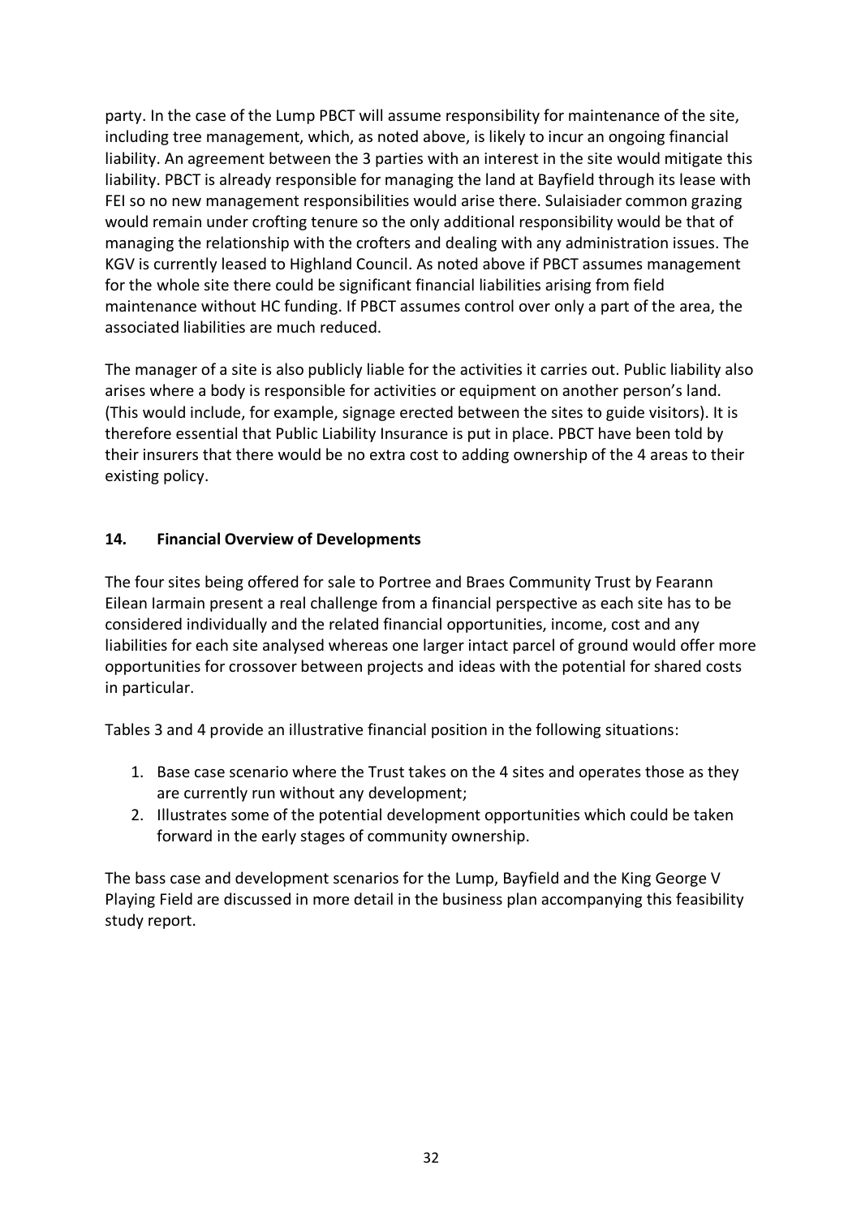party. In the case of the Lump PBCT will assume responsibility for maintenance of the site, including tree management, which, as noted above, is likely to incur an ongoing financial liability. An agreement between the 3 parties with an interest in the site would mitigate this liability. PBCT is already responsible for managing the land at Bayfield through its lease with FEI so no new management responsibilities would arise there. Sulaisiader common grazing would remain under crofting tenure so the only additional responsibility would be that of managing the relationship with the crofters and dealing with any administration issues. The KGV is currently leased to Highland Council. As noted above if PBCT assumes management for the whole site there could be significant financial liabilities arising from field maintenance without HC funding. If PBCT assumes control over only a part of the area, the associated liabilities are much reduced.

The manager of a site is also publicly liable for the activities it carries out. Public liability also arises where a body is responsible for activities or equipment on another person's land. (This would include, for example, signage erected between the sites to guide visitors). It is therefore essential that Public Liability Insurance is put in place. PBCT have been told by their insurers that there would be no extra cost to adding ownership of the 4 areas to their existing policy.

## 14. Financial Overview of Developments

The four sites being offered for sale to Portree and Braes Community Trust by Fearann Eilean Iarmain present a real challenge from a financial perspective as each site has to be considered individually and the related financial opportunities, income, cost and any liabilities for each site analysed whereas one larger intact parcel of ground would offer more opportunities for crossover between projects and ideas with the potential for shared costs in particular.

Tables 3 and 4 provide an illustrative financial position in the following situations:

1. Base case scenario where the Trust takes on the 4 sites and operates those as they are currently run without any development;
2. Illustrates some of the potential development opportunities which could be taken forward in the early stages of community ownership.

The bass case and development scenarios for the Lump, Bayfield and the King George V Playing Field are discussed in more detail in the business plan accompanying this feasibility study report.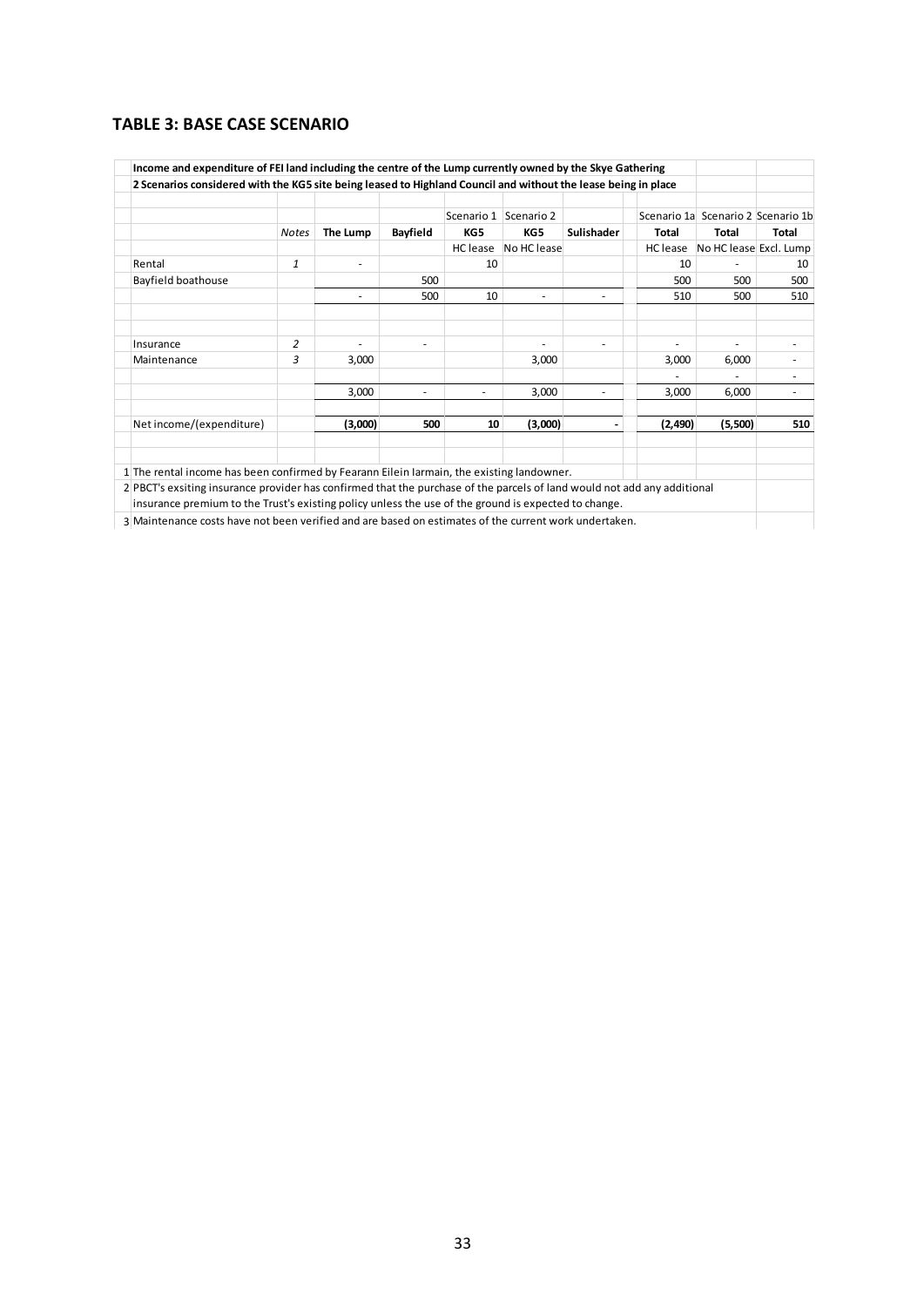## TABLE 3: BASE CASE SCENARIO

**Income and expenditure of FEI land including the centre of the Lump currently owned by the Skye Gathering**

**2 Scenarios considered with the KG5 site being leased to Highland Council and without the lease being in place**

| | Notes | The Lump | Bayfield | KG5 | KG5 | Sulishader | Total | Total | Total |
|---|---|---|---|---|---|---|---|---|---|
| | | | | Scenario 1 | Scenario 2 | | Scenario 1a | Scenario 2 | Scenario 1b |
| | | | | HC lease | No HC lease | | HC lease | No HC lease | Excl. Lump |
| Rental | *1* | - | | 10 | | | 10 | - | 10 |
| Bayfield boathouse | | | 500 | | | | 500 | 500 | 500 |
| | | - | 500 | 10 | - | - | 510 | 500 | 510 |
| Insurance | *2* | - | - | | - | - | - | - | - |
| Maintenance | *3* | 3,000 | | | 3,000 | | 3,000 | 6,000 | - |
| | | | | | | | - | - | - |
| | | 3,000 | - | - | 3,000 | - | 3,000 | 6,000 | - |
| Net income/(expenditure) | | **(3,000)** | **500** | **10** | **(3,000)** | **-** | **(2,490)** | **(5,500)** | **510** |

1 The rental income has been confirmed by Fearann Eilein Iarmain, the existing landowner.

2 PBCT's exsiting insurance provider has confirmed that the purchase of the parcels of land would not add any additional insurance premium to the Trust's existing policy unless the use of the ground is expected to change.

3 Maintenance costs have not been verified and are based on estimates of the current work undertaken.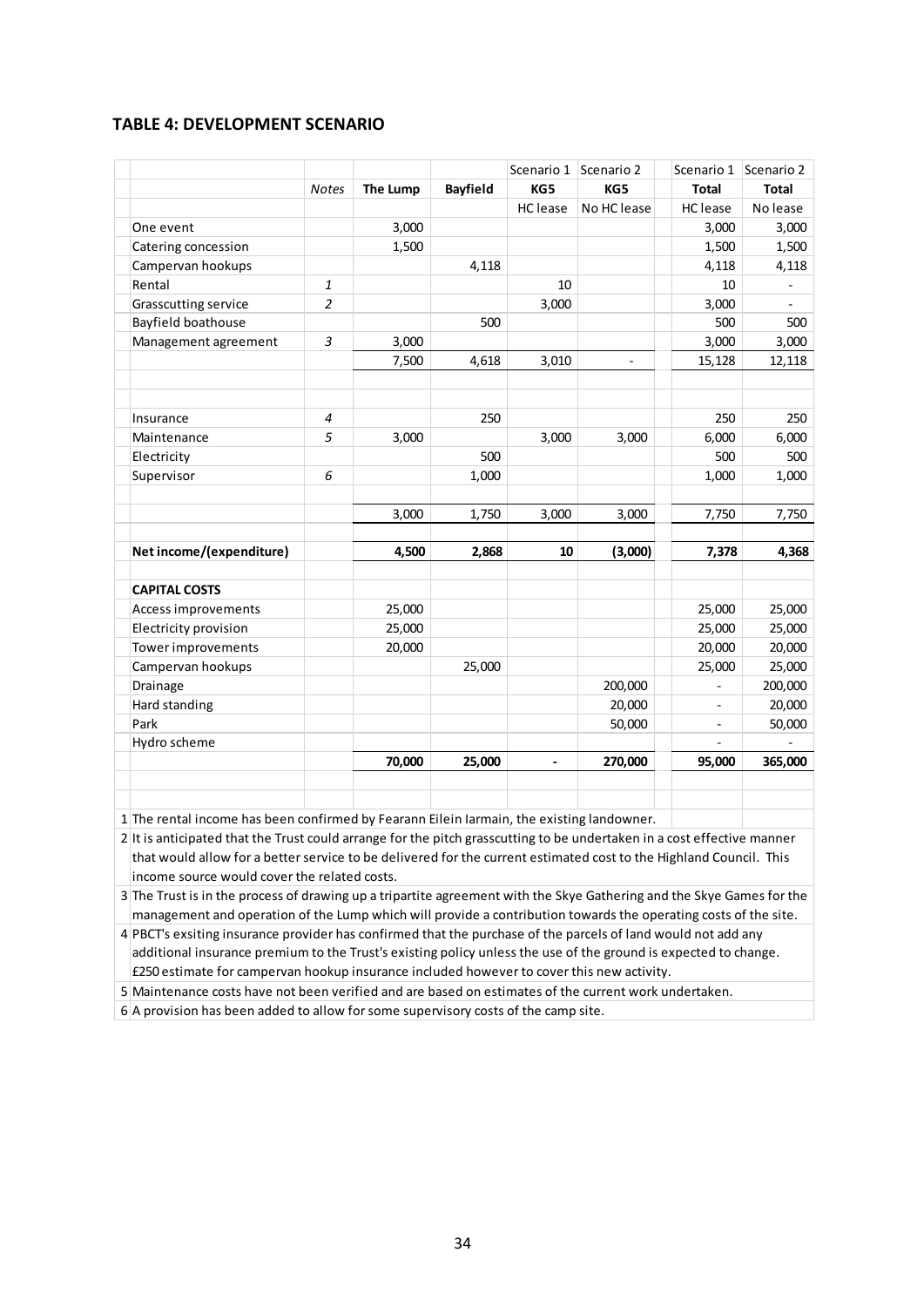## TABLE 4: DEVELOPMENT SCENARIO

| | Notes | The Lump | Bayfield | Scenario 1 | Scenario 2 | Scenario 1 | Scenario 2 |
|---|---|---|---|---|---|---|---|
| | | | | KG5 | KG5 | Total | Total |
| | | | | HC lease | No HC lease | HC lease | No lease |
| One event | | 3,000 | | | | 3,000 | 3,000 |
| Catering concession | | 1,500 | | | | 1,500 | 1,500 |
| Campervan hookups | | | 4,118 | | | 4,118 | 4,118 |
| Rental | *1* | | | 10 | | 10 | - |
| Grasscutting service | *2* | | | 3,000 | | 3,000 | - |
| Bayfield boathouse | | | 500 | | | 500 | 500 |
| Management agreement | *3* | 3,000 | | | | 3,000 | 3,000 |
| | | 7,500 | 4,618 | 3,010 | - | 15,128 | 12,118 |
| | | | | | | | |
| Insurance | *4* | | 250 | | | 250 | 250 |
| Maintenance | *5* | 3,000 | | 3,000 | 3,000 | 6,000 | 6,000 |
| Electricity | | | 500 | | | 500 | 500 |
| Supervisor | *6* | | 1,000 | | | 1,000 | 1,000 |
| | | 3,000 | 1,750 | 3,000 | 3,000 | 7,750 | 7,750 |
| | | | | | | | |
| **Net income/(expenditure)** | | **4,500** | **2,868** | **10** | **(3,000)** | **7,378** | **4,368** |
| | | | | | | | |
| **CAPITAL COSTS** | | | | | | | |
| Access improvements | | 25,000 | | | | 25,000 | 25,000 |
| Electricity provision | | 25,000 | | | | 25,000 | 25,000 |
| Tower improvements | | 20,000 | | | | 20,000 | 20,000 |
| Campervan hookups | | | 25,000 | | | 25,000 | 25,000 |
| Drainage | | | | | 200,000 | - | 200,000 |
| Hard standing | | | | | 20,000 | - | 20,000 |
| Park | | | | | 50,000 | - | 50,000 |
| Hydro scheme | | | | | | - | - |
| | | **70,000** | **25,000** | **-** | **270,000** | **95,000** | **365,000** |

1 The rental income has been confirmed by Fearann Eilein Iarmain, the existing landowner.

2 It is anticipated that the Trust could arrange for the pitch grasscutting to be undertaken in a cost effective manner that would allow for a better service to be delivered for the current estimated cost to the Highland Council. This income source would cover the related costs.

3 The Trust is in the process of drawing up a tripartite agreement with the Skye Gathering and the Skye Games for the management and operation of the Lump which will provide a contribution towards the operating costs of the site.

4 PBCT's exsiting insurance provider has confirmed that the purchase of the parcels of land would not add any additional insurance premium to the Trust's existing policy unless the use of the ground is expected to change. £250 estimate for campervan hookup insurance included however to cover this new activity.

5 Maintenance costs have not been verified and are based on estimates of the current work undertaken.

6 A provision has been added to allow for some supervisory costs of the camp site.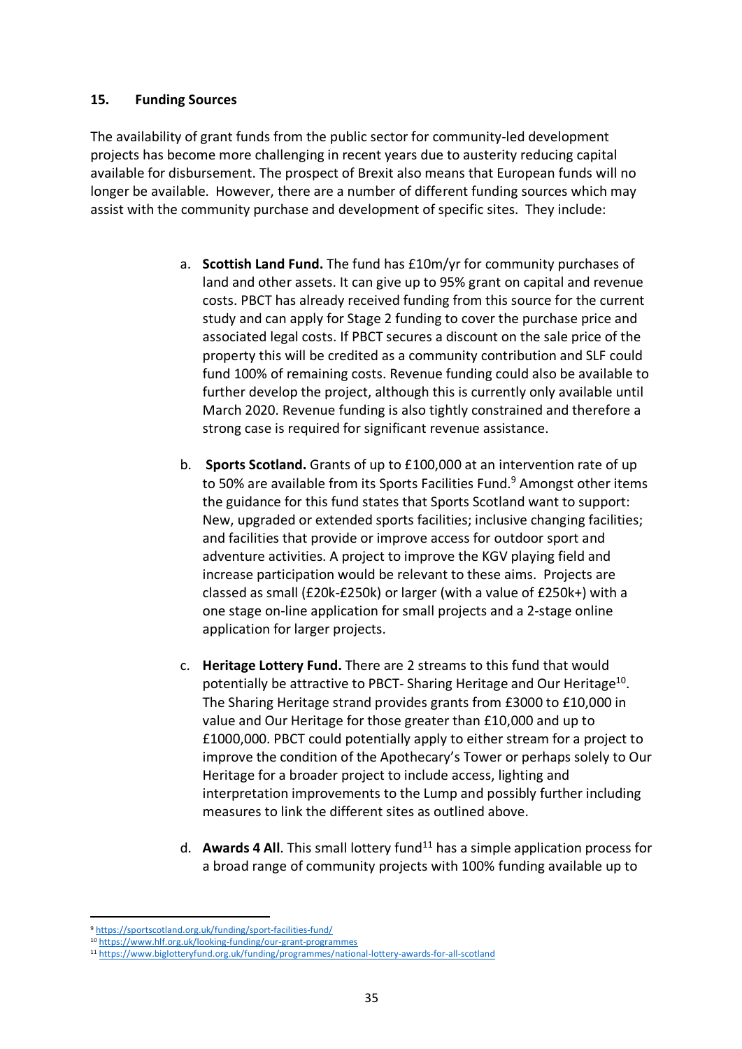## 15. Funding Sources

The availability of grant funds from the public sector for community-led development projects has become more challenging in recent years due to austerity reducing capital available for disbursement. The prospect of Brexit also means that European funds will no longer be available. However, there are a number of different funding sources which may assist with the community purchase and development of specific sites. They include:

a. **Scottish Land Fund.** The fund has £10m/yr for community purchases of land and other assets. It can give up to 95% grant on capital and revenue costs. PBCT has already received funding from this source for the current study and can apply for Stage 2 funding to cover the purchase price and associated legal costs. If PBCT secures a discount on the sale price of the property this will be credited as a community contribution and SLF could fund 100% of remaining costs. Revenue funding could also be available to further develop the project, although this is currently only available until March 2020. Revenue funding is also tightly constrained and therefore a strong case is required for significant revenue assistance.

b. **Sports Scotland.** Grants of up to £100,000 at an intervention rate of up to 50% are available from its Sports Facilities Fund.[9] Amongst other items the guidance for this fund states that Sports Scotland want to support: New, upgraded or extended sports facilities; inclusive changing facilities; and facilities that provide or improve access for outdoor sport and adventure activities. A project to improve the KGV playing field and increase participation would be relevant to these aims. Projects are classed as small (£20k-£250k) or larger (with a value of £250k+) with a one stage on-line application for small projects and a 2-stage online application for larger projects.

c. **Heritage Lottery Fund.** There are 2 streams to this fund that would potentially be attractive to PBCT- Sharing Heritage and Our Heritage[10]. The Sharing Heritage strand provides grants from £3000 to £10,000 in value and Our Heritage for those greater than £10,000 and up to £1000,000. PBCT could potentially apply to either stream for a project to improve the condition of the Apothecary's Tower or perhaps solely to Our Heritage for a broader project to include access, lighting and interpretation improvements to the Lump and possibly further including measures to link the different sites as outlined above.

d. **Awards 4 All**. This small lottery fund[11] has a simple application process for a broad range of community projects with 100% funding available up to

---

[9] https://sportscotland.org.uk/funding/sport-facilities-fund/

[10] https://www.hlf.org.uk/looking-funding/our-grant-programmes

[11] https://www.biglotteryfund.org.uk/funding/programmes/national-lottery-awards-for-all-scotland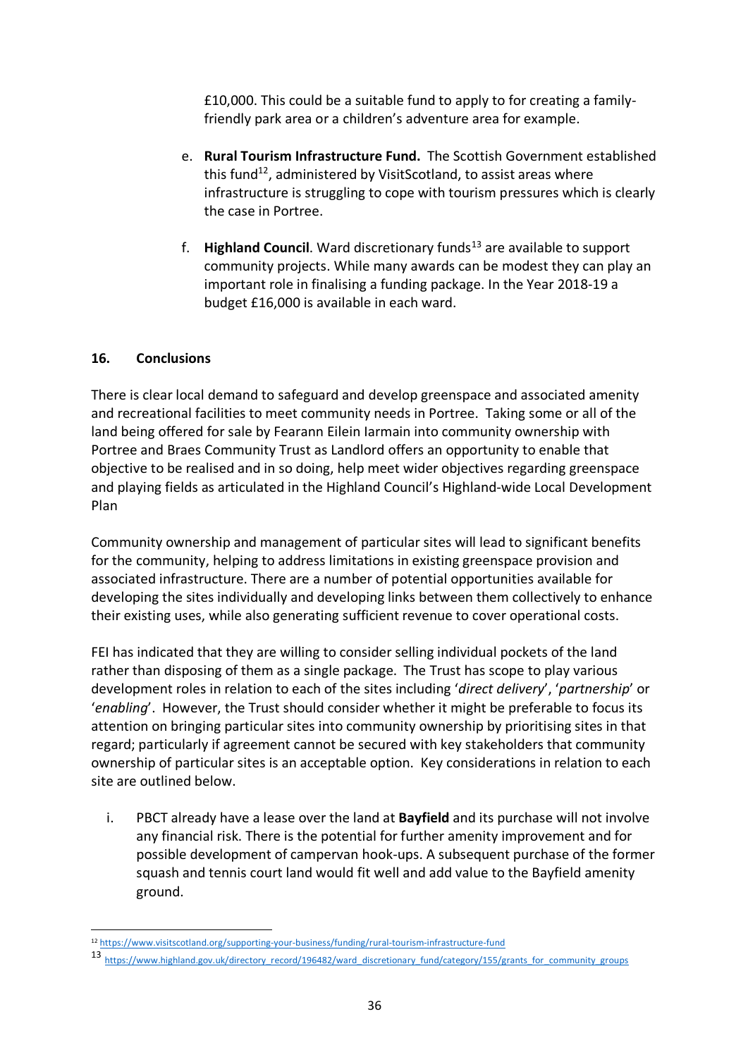£10,000. This could be a suitable fund to apply to for creating a family-friendly park area or a children's adventure area for example.

e. **Rural Tourism Infrastructure Fund.** The Scottish Government established this fund[12], administered by VisitScotland, to assist areas where infrastructure is struggling to cope with tourism pressures which is clearly the case in Portree.

f. **Highland Council**. Ward discretionary funds[13] are available to support community projects. While many awards can be modest they can play an important role in finalising a funding package. In the Year 2018-19 a budget £16,000 is available in each ward.

## 16. Conclusions

There is clear local demand to safeguard and develop greenspace and associated amenity and recreational facilities to meet community needs in Portree. Taking some or all of the land being offered for sale by Fearann Eilein Iarmain into community ownership with Portree and Braes Community Trust as Landlord offers an opportunity to enable that objective to be realised and in so doing, help meet wider objectives regarding greenspace and playing fields as articulated in the Highland Council's Highland-wide Local Development Plan

Community ownership and management of particular sites will lead to significant benefits for the community, helping to address limitations in existing greenspace provision and associated infrastructure. There are a number of potential opportunities available for developing the sites individually and developing links between them collectively to enhance their existing uses, while also generating sufficient revenue to cover operational costs.

FEI has indicated that they are willing to consider selling individual pockets of the land rather than disposing of them as a single package. The Trust has scope to play various development roles in relation to each of the sites including '*direct delivery*', '*partnership*' or '*enabling*'. However, the Trust should consider whether it might be preferable to focus its attention on bringing particular sites into community ownership by prioritising sites in that regard; particularly if agreement cannot be secured with key stakeholders that community ownership of particular sites is an acceptable option. Key considerations in relation to each site are outlined below.

i. PBCT already have a lease over the land at **Bayfield** and its purchase will not involve any financial risk. There is the potential for further amenity improvement and for possible development of campervan hook-ups. A subsequent purchase of the former squash and tennis court land would fit well and add value to the Bayfield amenity ground.

[12] https://www.visitscotland.org/supporting-your-business/funding/rural-tourism-infrastructure-fund

[13] https://www.highland.gov.uk/directory_record/196482/ward_discretionary_fund/category/155/grants_for_community_groups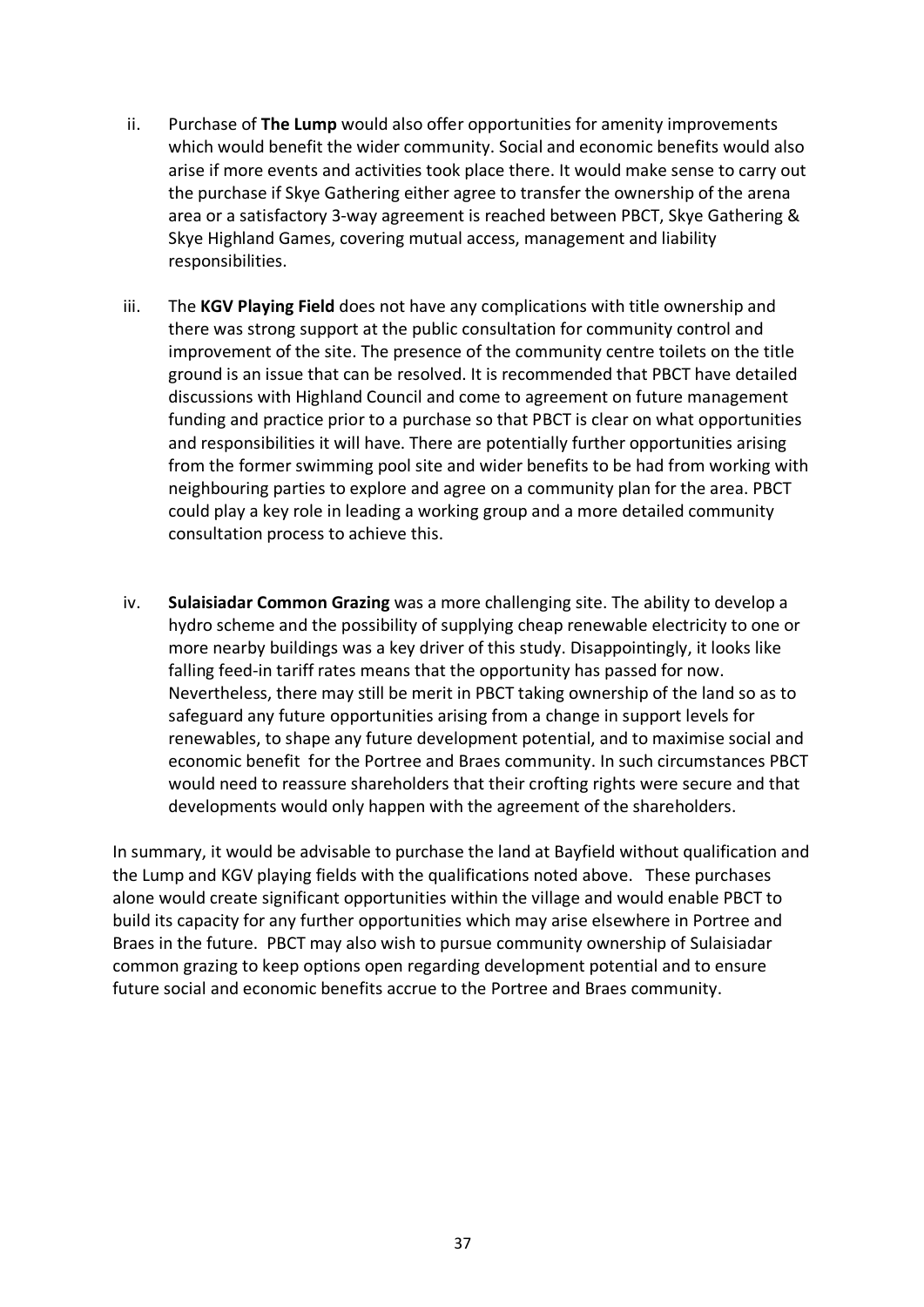ii. Purchase of **The Lump** would also offer opportunities for amenity improvements which would benefit the wider community. Social and economic benefits would also arise if more events and activities took place there. It would make sense to carry out the purchase if Skye Gathering either agree to transfer the ownership of the arena area or a satisfactory 3-way agreement is reached between PBCT, Skye Gathering & Skye Highland Games, covering mutual access, management and liability responsibilities.

iii. The **KGV Playing Field** does not have any complications with title ownership and there was strong support at the public consultation for community control and improvement of the site. The presence of the community centre toilets on the title ground is an issue that can be resolved. It is recommended that PBCT have detailed discussions with Highland Council and come to agreement on future management funding and practice prior to a purchase so that PBCT is clear on what opportunities and responsibilities it will have. There are potentially further opportunities arising from the former swimming pool site and wider benefits to be had from working with neighbouring parties to explore and agree on a community plan for the area. PBCT could play a key role in leading a working group and a more detailed community consultation process to achieve this.

iv. **Sulaisiadar Common Grazing** was a more challenging site. The ability to develop a hydro scheme and the possibility of supplying cheap renewable electricity to one or more nearby buildings was a key driver of this study. Disappointingly, it looks like falling feed-in tariff rates means that the opportunity has passed for now. Nevertheless, there may still be merit in PBCT taking ownership of the land so as to safeguard any future opportunities arising from a change in support levels for renewables, to shape any future development potential, and to maximise social and economic benefit for the Portree and Braes community. In such circumstances PBCT would need to reassure shareholders that their crofting rights were secure and that developments would only happen with the agreement of the shareholders.

In summary, it would be advisable to purchase the land at Bayfield without qualification and the Lump and KGV playing fields with the qualifications noted above. These purchases alone would create significant opportunities within the village and would enable PBCT to build its capacity for any further opportunities which may arise elsewhere in Portree and Braes in the future. PBCT may also wish to pursue community ownership of Sulaisiadar common grazing to keep options open regarding development potential and to ensure future social and economic benefits accrue to the Portree and Braes community.